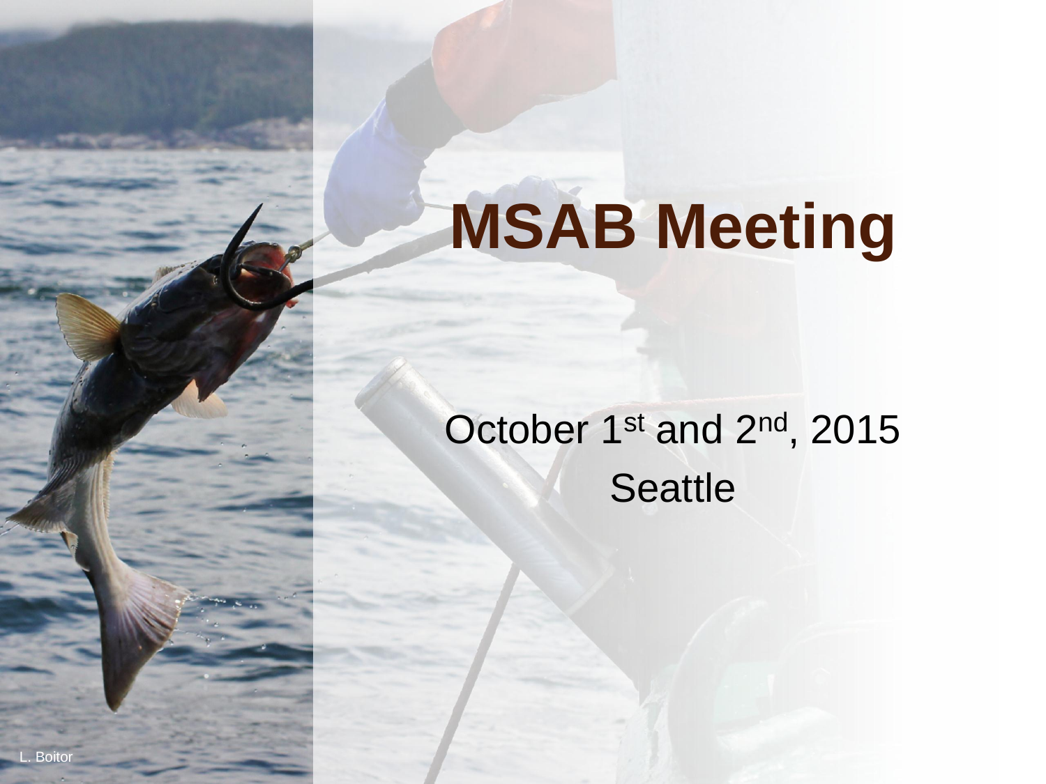# MSAB Meeting

October 1st and 2nd, 2015

Seattle

L. Boitor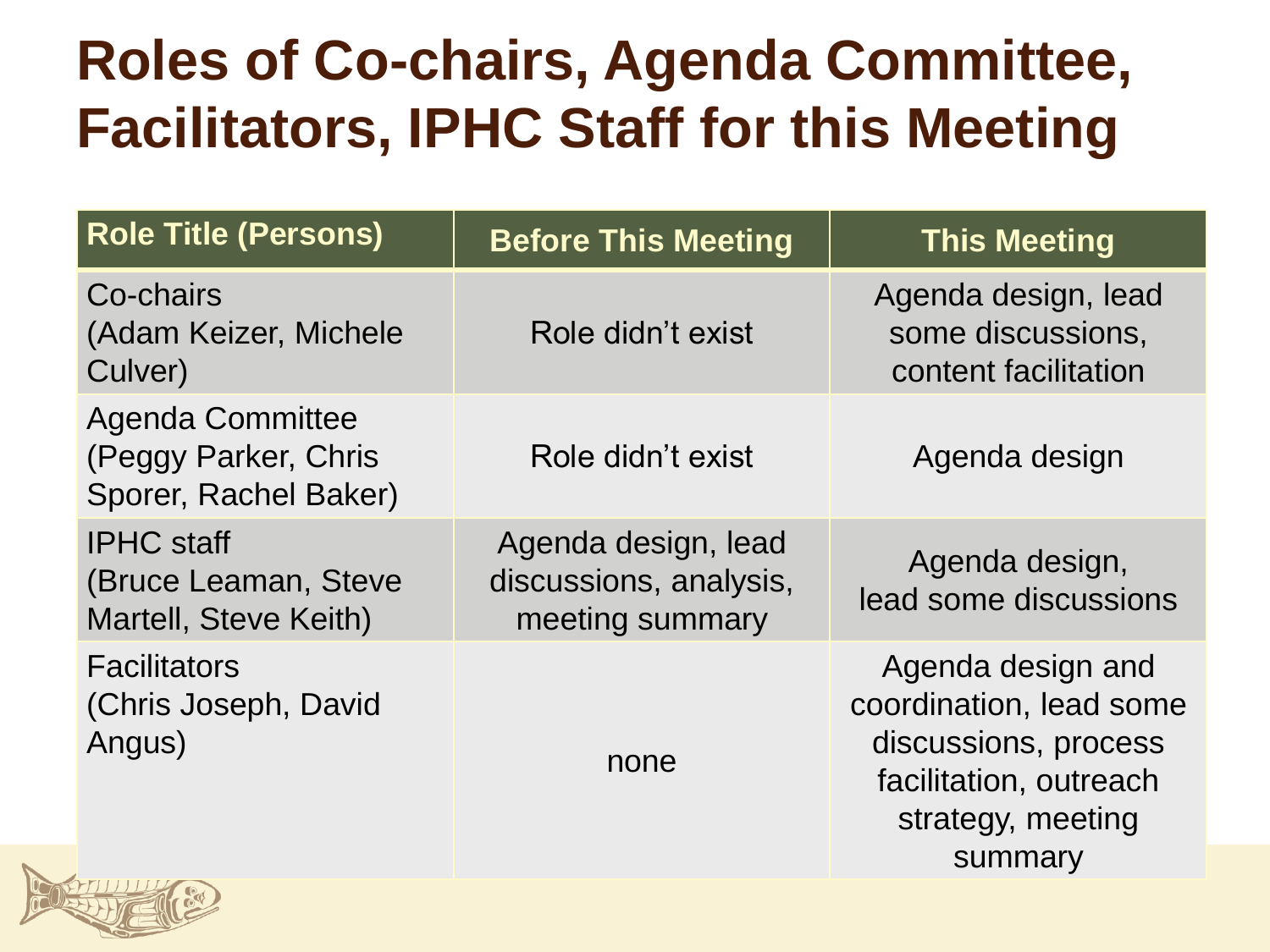# Roles of Co-chairs, Agenda Committee, Facilitators, IPHC Staff for this Meeting

| Role Title (Persons) | Before This Meeting | This Meeting |
| --- | --- | --- |
| Co-chairs (Adam Keizer, Michele Culver) | Role didn't exist | Agenda design, lead some discussions, content facilitation |
| Agenda Committee (Peggy Parker, Chris Sporer, Rachel Baker) | Role didn't exist | Agenda design |
| IPHC staff (Bruce Leaman, Steve Martell, Steve Keith) | Agenda design, lead discussions, analysis, meeting summary | Agenda design, lead some discussions |
| Facilitators (Chris Joseph, David Angus) | none | Agenda design and coordination, lead some discussions, process facilitation, outreach strategy, meeting summary |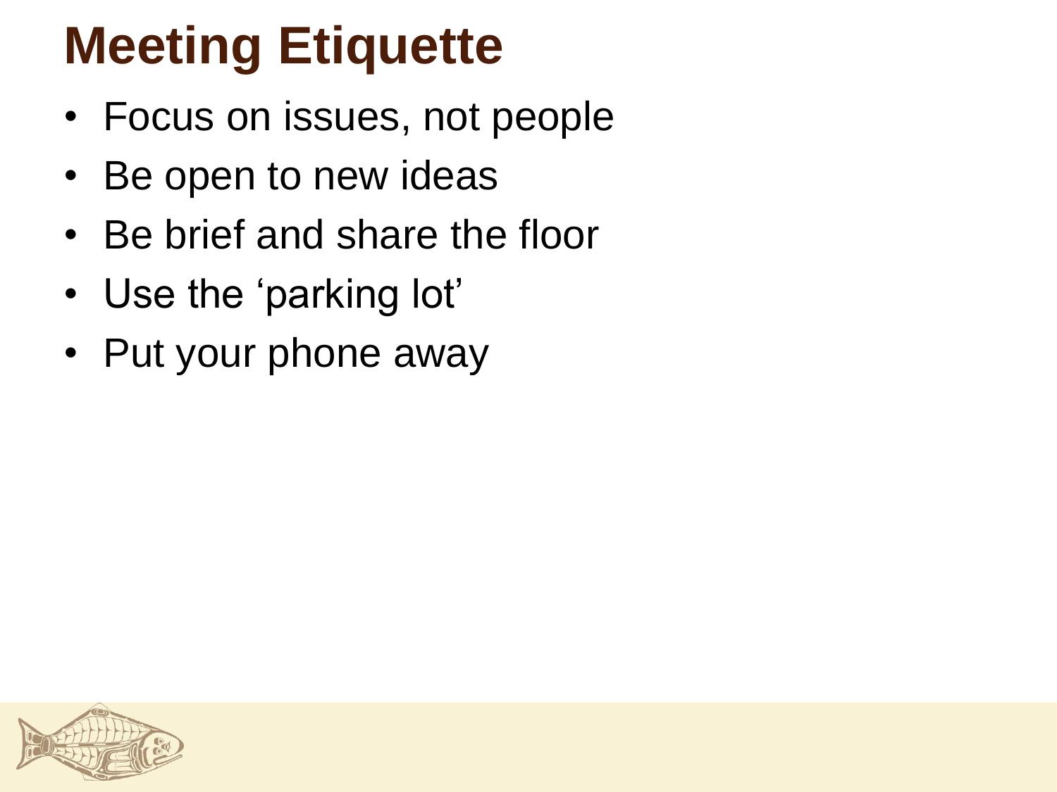# Meeting Etiquette

- Focus on issues, not people
- Be open to new ideas
- Be brief and share the floor
- Use the 'parking lot'
- Put your phone away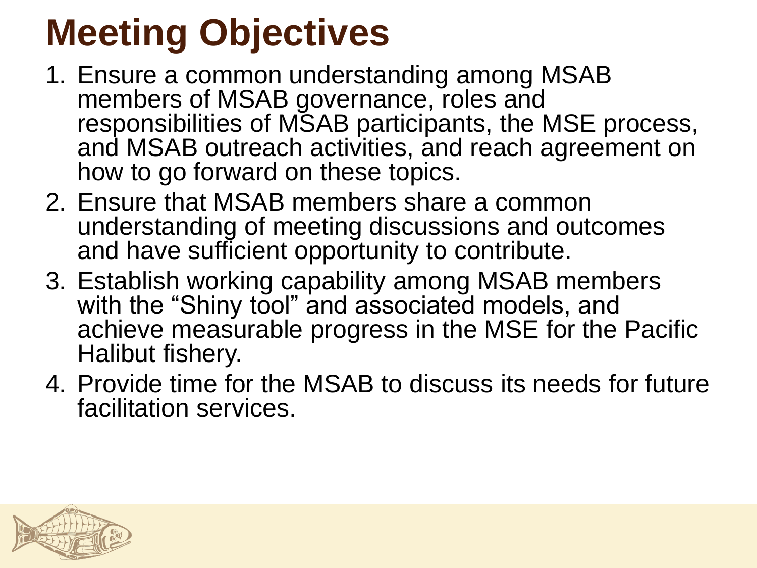# Meeting Objectives

1. Ensure a common understanding among MSAB members of MSAB governance, roles and responsibilities of MSAB participants, the MSE process, and MSAB outreach activities, and reach agreement on how to go forward on these topics.
2. Ensure that MSAB members share a common understanding of meeting discussions and outcomes and have sufficient opportunity to contribute.
3. Establish working capability among MSAB members with the "Shiny tool" and associated models, and achieve measurable progress in the MSE for the Pacific Halibut fishery.
4. Provide time for the MSAB to discuss its needs for future facilitation services.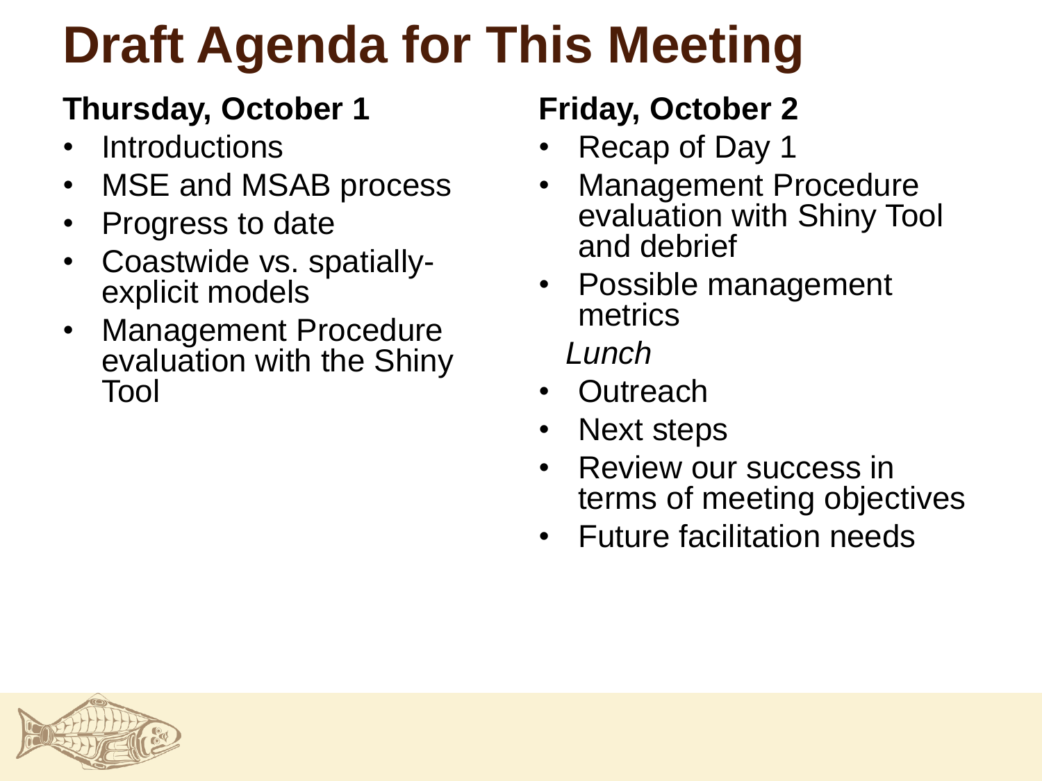# Draft Agenda for This Meeting

**Thursday, October 1**

- Introductions
- MSE and MSAB process
- Progress to date
- Coastwide vs. spatially-explicit models
- Management Procedure evaluation with the Shiny Tool

**Friday, October 2**

- Recap of Day 1
- Management Procedure evaluation with Shiny Tool and debrief
- Possible management metrics

*Lunch*

- Outreach
- Next steps
- Review our success in terms of meeting objectives
- Future facilitation needs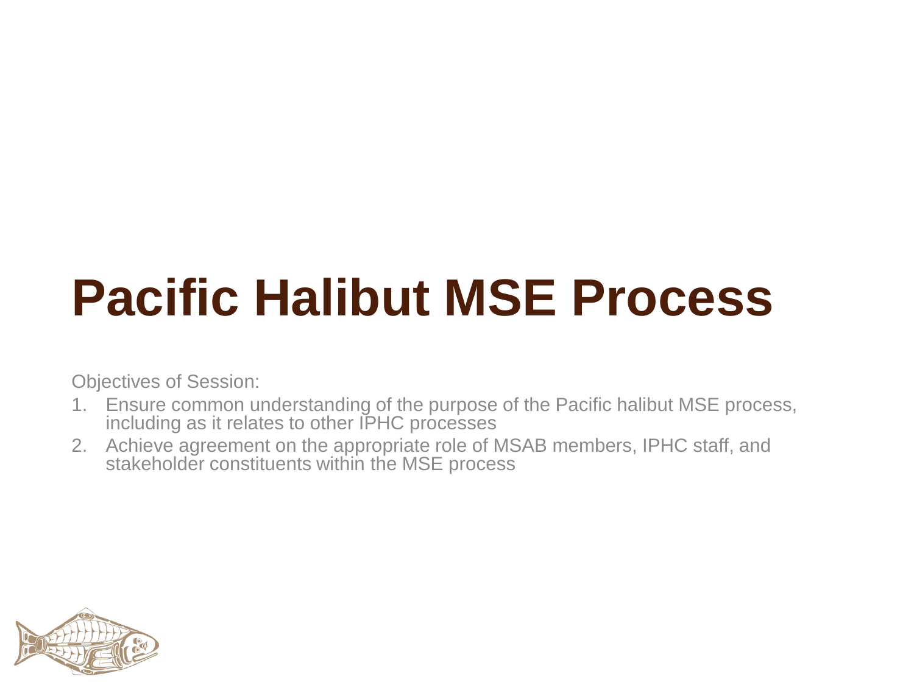# Pacific Halibut MSE Process

Objectives of Session:

1. Ensure common understanding of the purpose of the Pacific halibut MSE process, including as it relates to other IPHC processes
2. Achieve agreement on the appropriate role of MSAB members, IPHC staff, and stakeholder constituents within the MSE process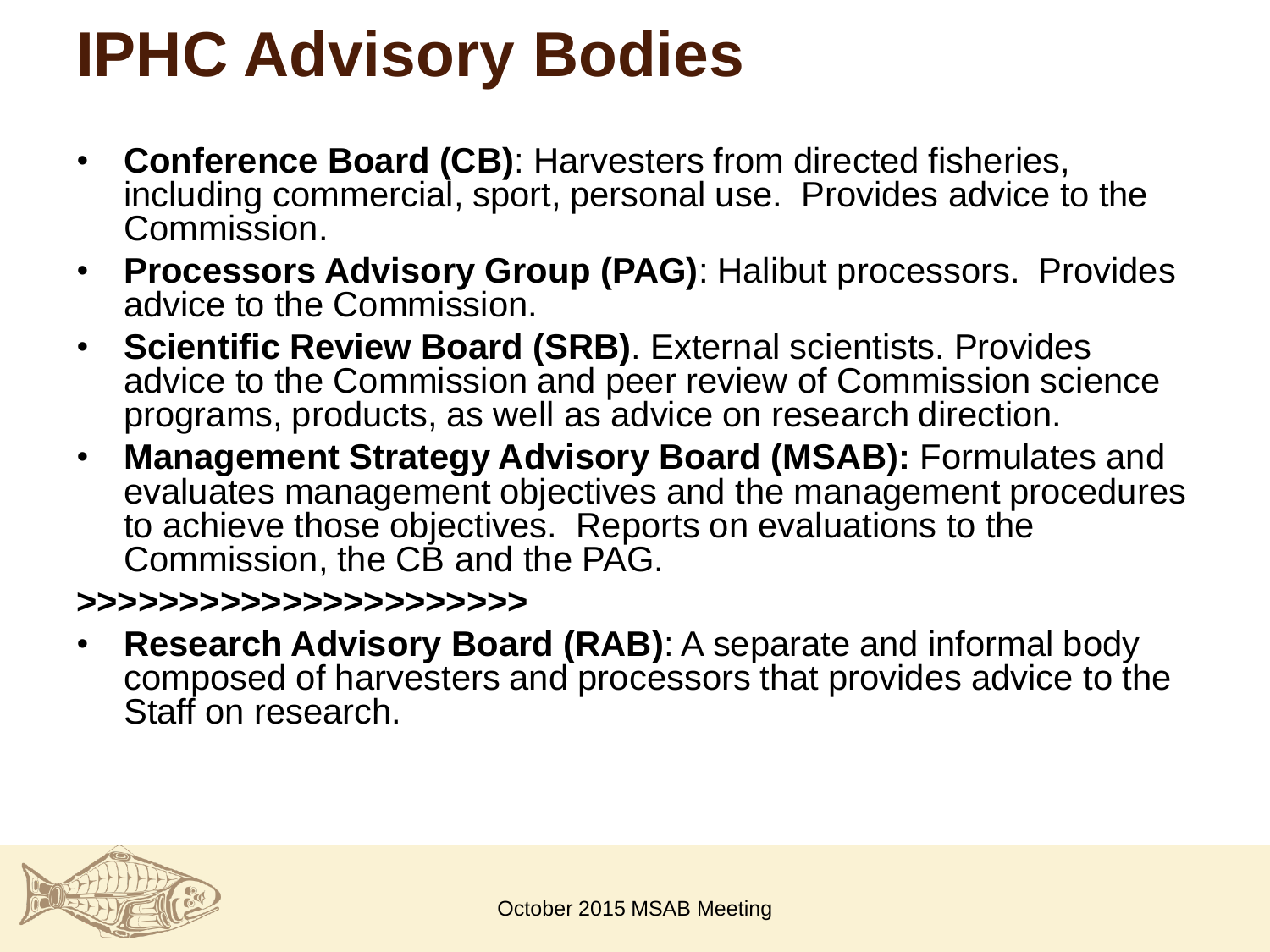# IPHC Advisory Bodies

- **Conference Board (CB)**: Harvesters from directed fisheries, including commercial, sport, personal use. Provides advice to the Commission.
- **Processors Advisory Group (PAG)**: Halibut processors. Provides advice to the Commission.
- **Scientific Review Board (SRB)**. External scientists. Provides advice to the Commission and peer review of Commission science programs, products, as well as advice on research direction.
- **Management Strategy Advisory Board (MSAB):** Formulates and evaluates management objectives and the management procedures to achieve those objectives. Reports on evaluations to the Commission, the CB and the PAG.

***>>>>>>>>>>>>>>>>>>>>>>***

- **Research Advisory Board (RAB)**: A separate and informal body composed of harvesters and processors that provides advice to the Staff on research.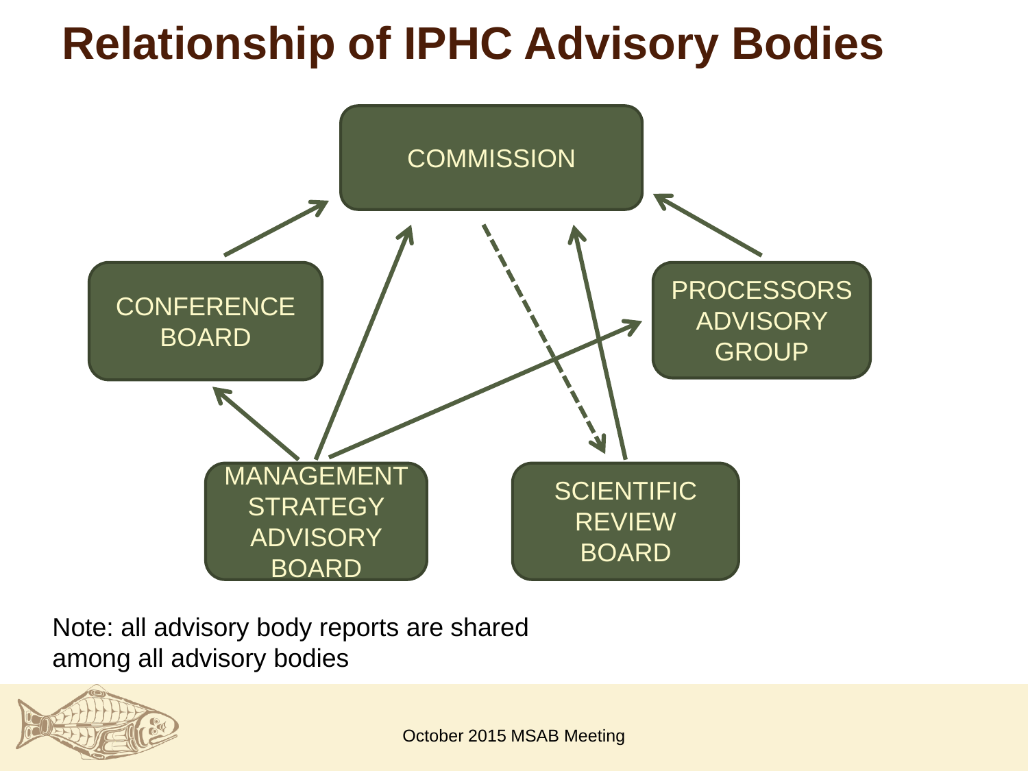# Relationship of IPHC Advisory Bodies

COMMISSION

CONFERENCE BOARD

PROCESSORS ADVISORY GROUP

MANAGEMENT STRATEGY ADVISORY BOARD

SCIENTIFIC REVIEW BOARD

Note: all advisory body reports are shared among all advisory bodies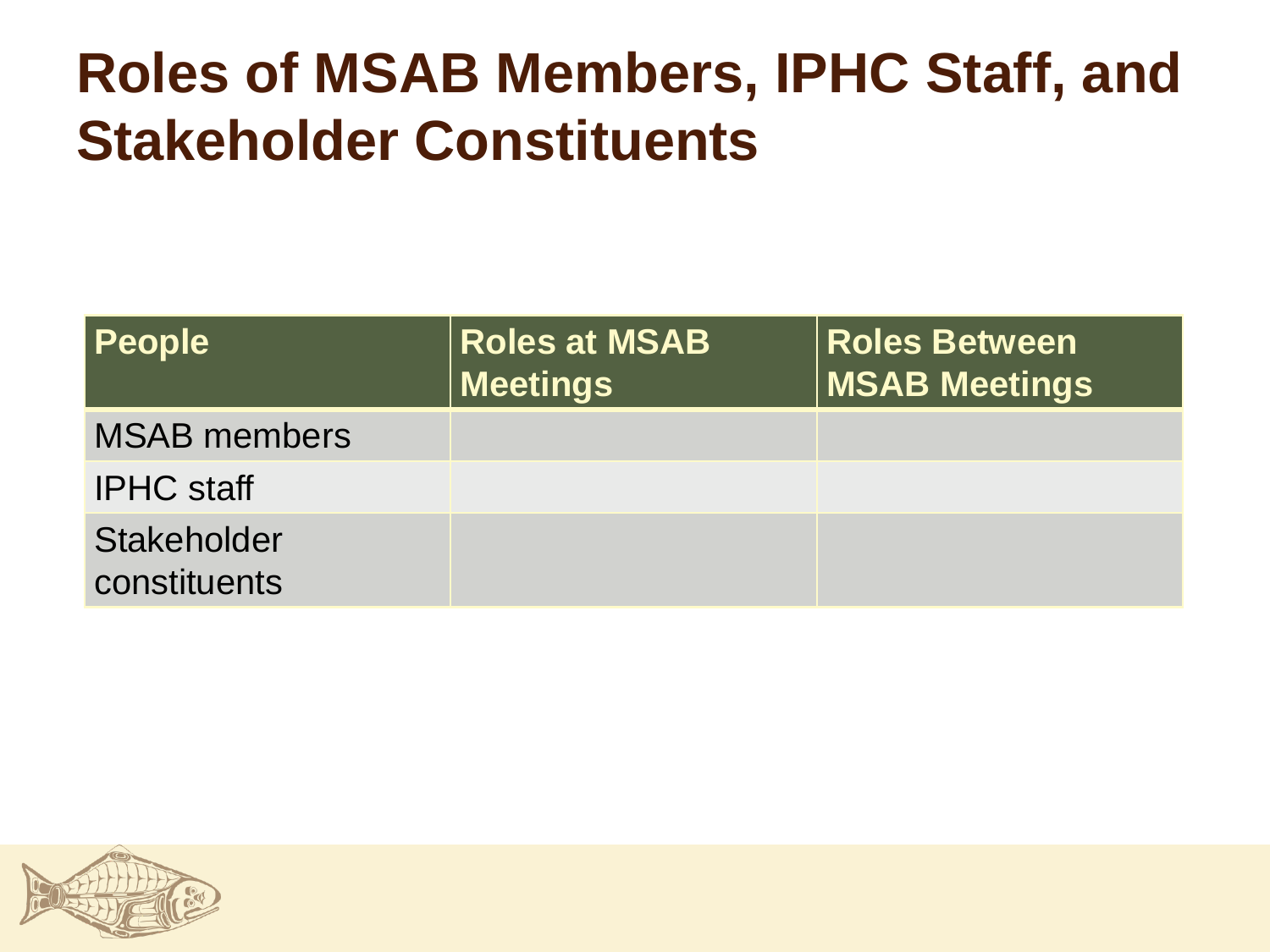# Roles of MSAB Members, IPHC Staff, and Stakeholder Constituents

| People | Roles at MSAB Meetings | Roles Between MSAB Meetings |
|---|---|---|
| MSAB members | | |
| IPHC staff | | |
| Stakeholder constituents | | |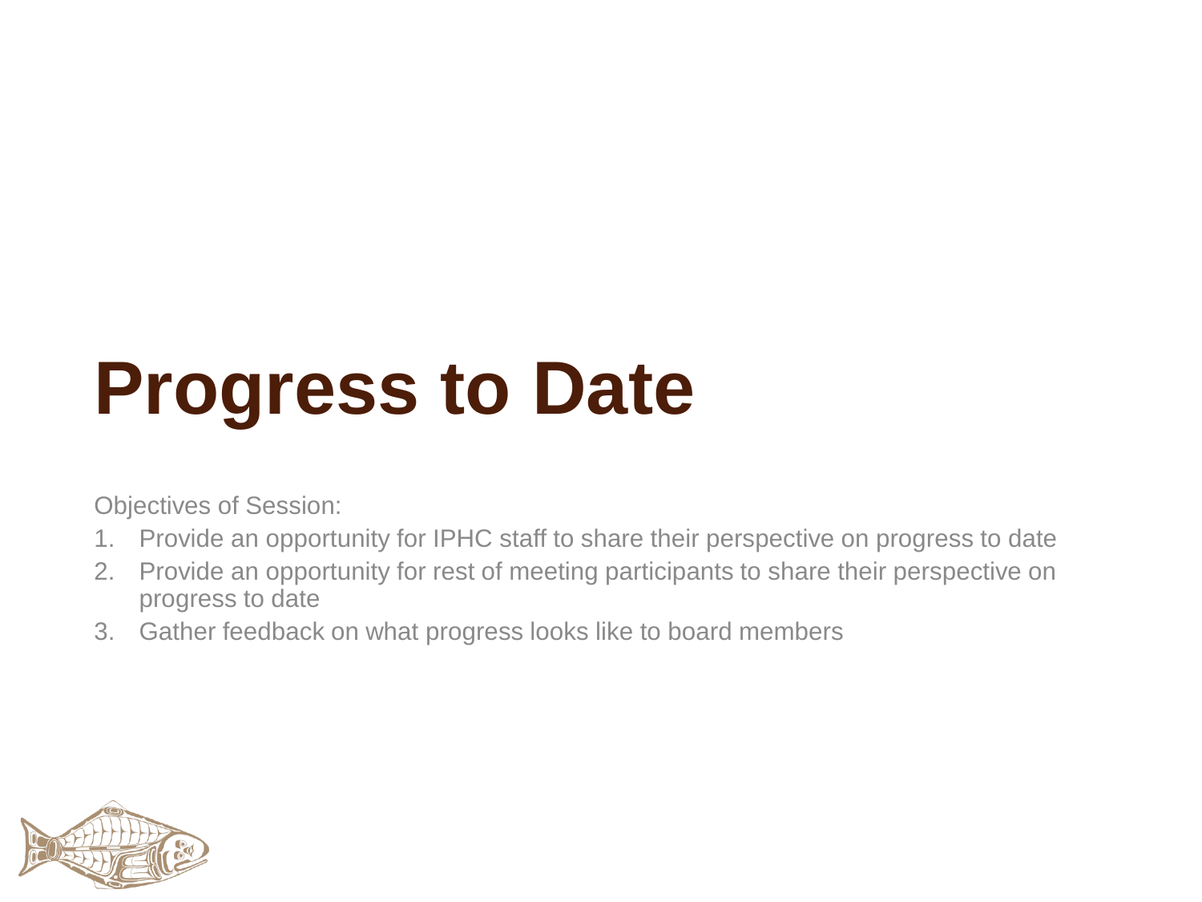# Progress to Date

Objectives of Session:

1. Provide an opportunity for IPHC staff to share their perspective on progress to date
2. Provide an opportunity for rest of meeting participants to share their perspective on progress to date
3. Gather feedback on what progress looks like to board members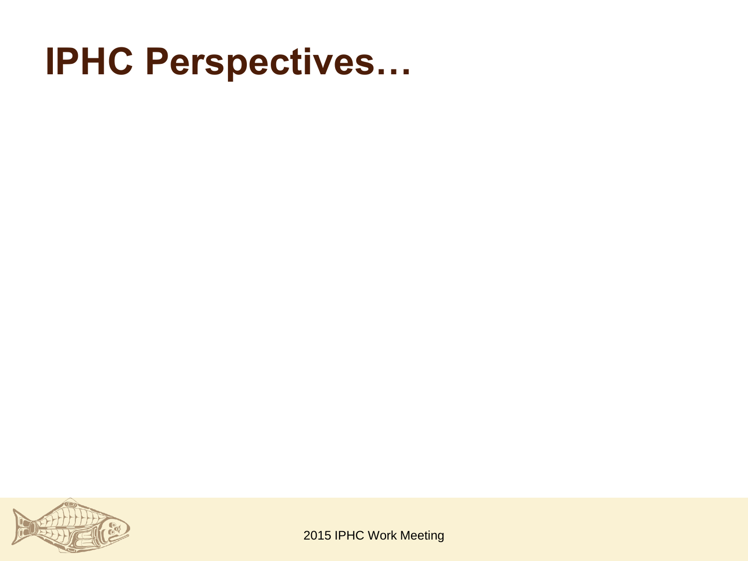# IPHC Perspectives…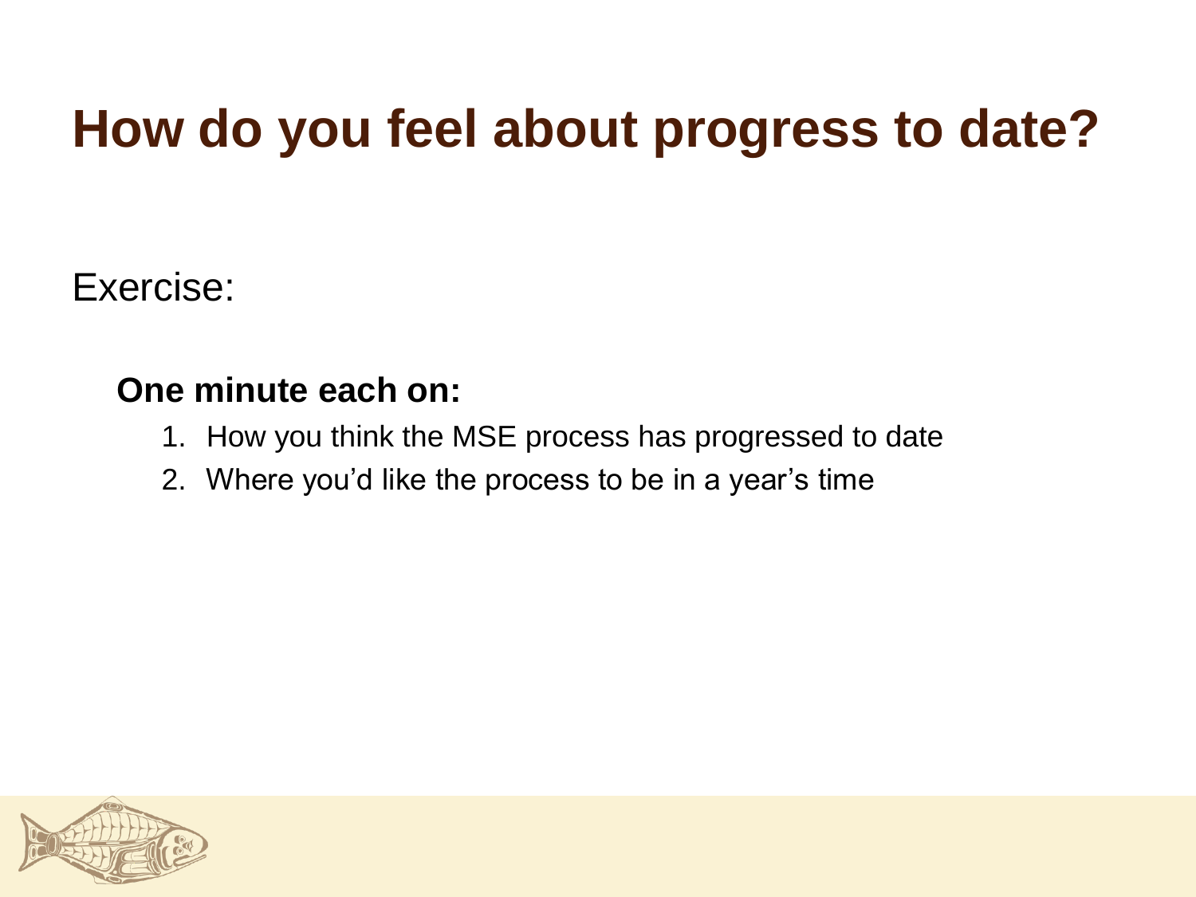# How do you feel about progress to date?

Exercise:

**One minute each on:**

1. How you think the MSE process has progressed to date
2. Where you'd like the process to be in a year's time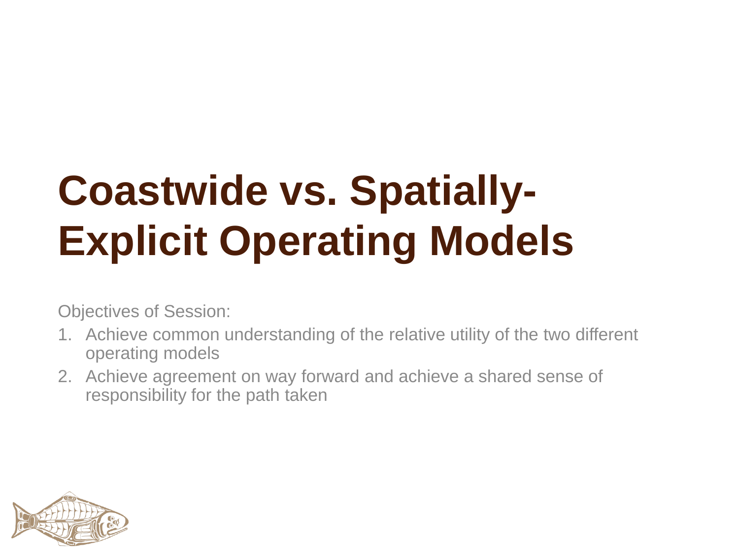# Coastwide vs. Spatially-Explicit Operating Models

Objectives of Session:

1. Achieve common understanding of the relative utility of the two different operating models
2. Achieve agreement on way forward and achieve a shared sense of responsibility for the path taken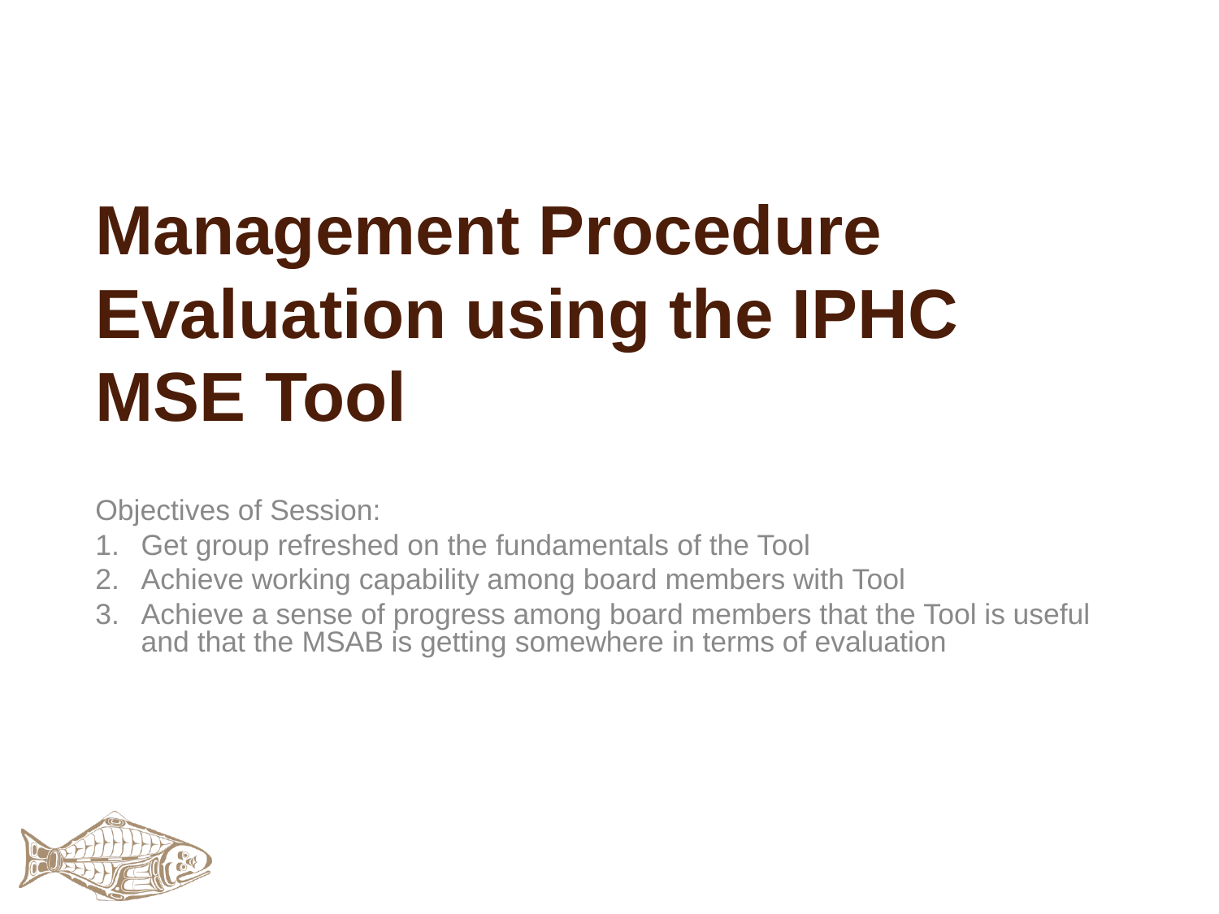# Management Procedure Evaluation using the IPHC MSE Tool

Objectives of Session:

1. Get group refreshed on the fundamentals of the Tool
2. Achieve working capability among board members with Tool
3. Achieve a sense of progress among board members that the Tool is useful and that the MSAB is getting somewhere in terms of evaluation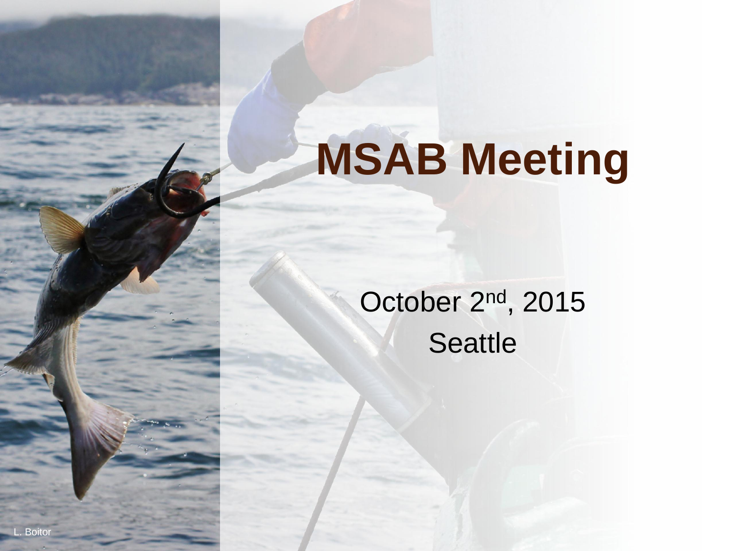# MSAB Meeting

October 2nd, 2015

Seattle

L. Boitor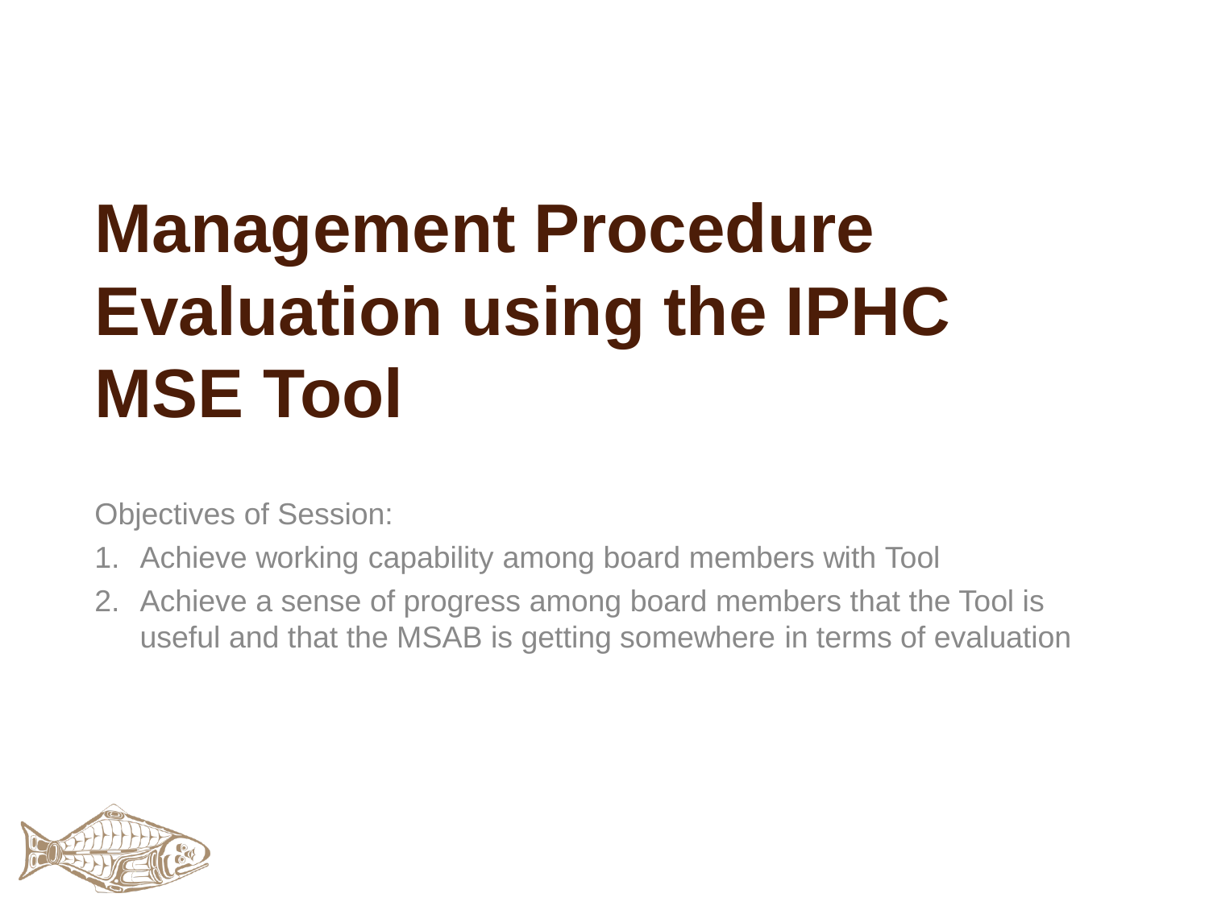# Management Procedure Evaluation using the IPHC MSE Tool

Objectives of Session:

1. Achieve working capability among board members with Tool
2. Achieve a sense of progress among board members that the Tool is useful and that the MSAB is getting somewhere in terms of evaluation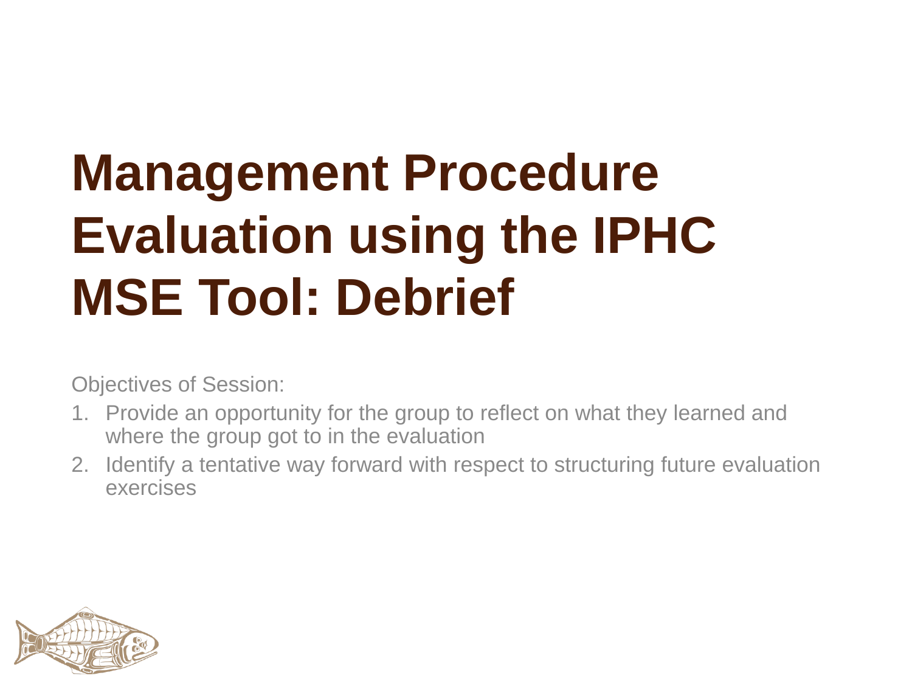# Management Procedure Evaluation using the IPHC MSE Tool: Debrief

Objectives of Session:

1. Provide an opportunity for the group to reflect on what they learned and where the group got to in the evaluation
2. Identify a tentative way forward with respect to structuring future evaluation exercises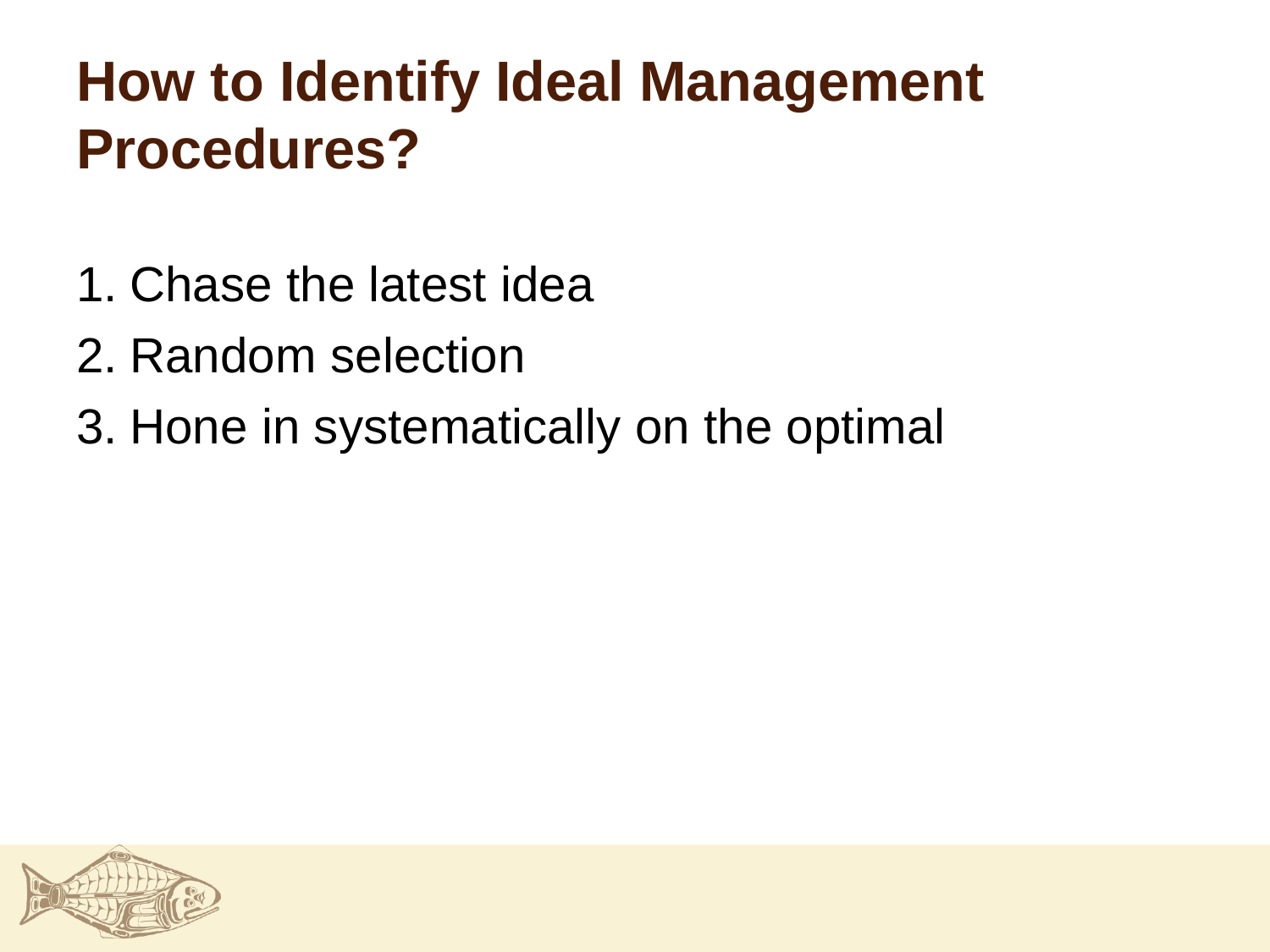# How to Identify Ideal Management Procedures?

1. Chase the latest idea
2. Random selection
3. Hone in systematically on the optimal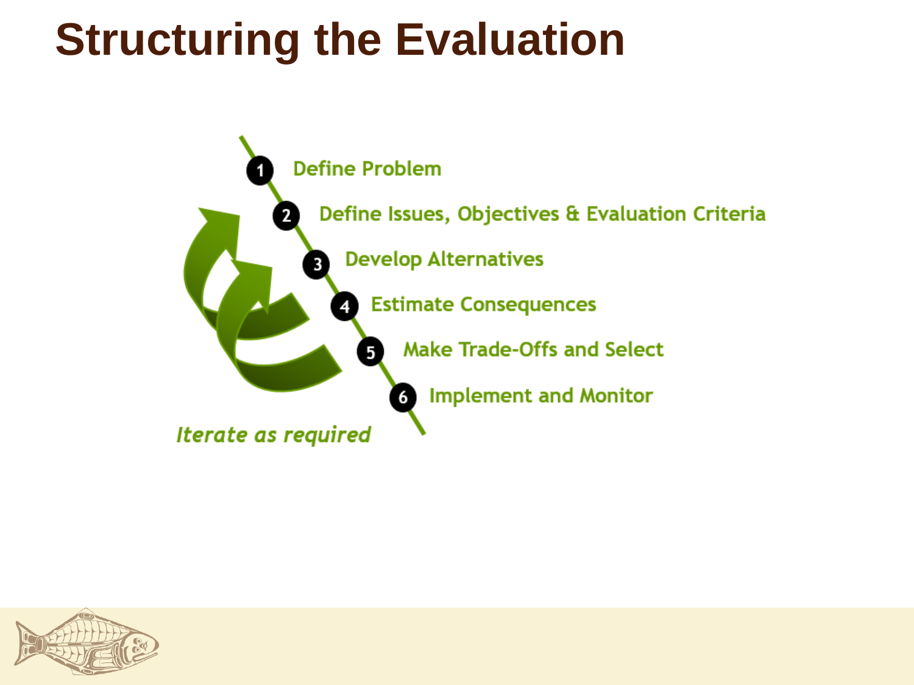# Structuring the Evaluation

1. Define Problem
2. Define Issues, Objectives & Evaluation Criteria
3. Develop Alternatives
4. Estimate Consequences
5. Make Trade-Offs and Select
6. Implement and Monitor

*Iterate as required*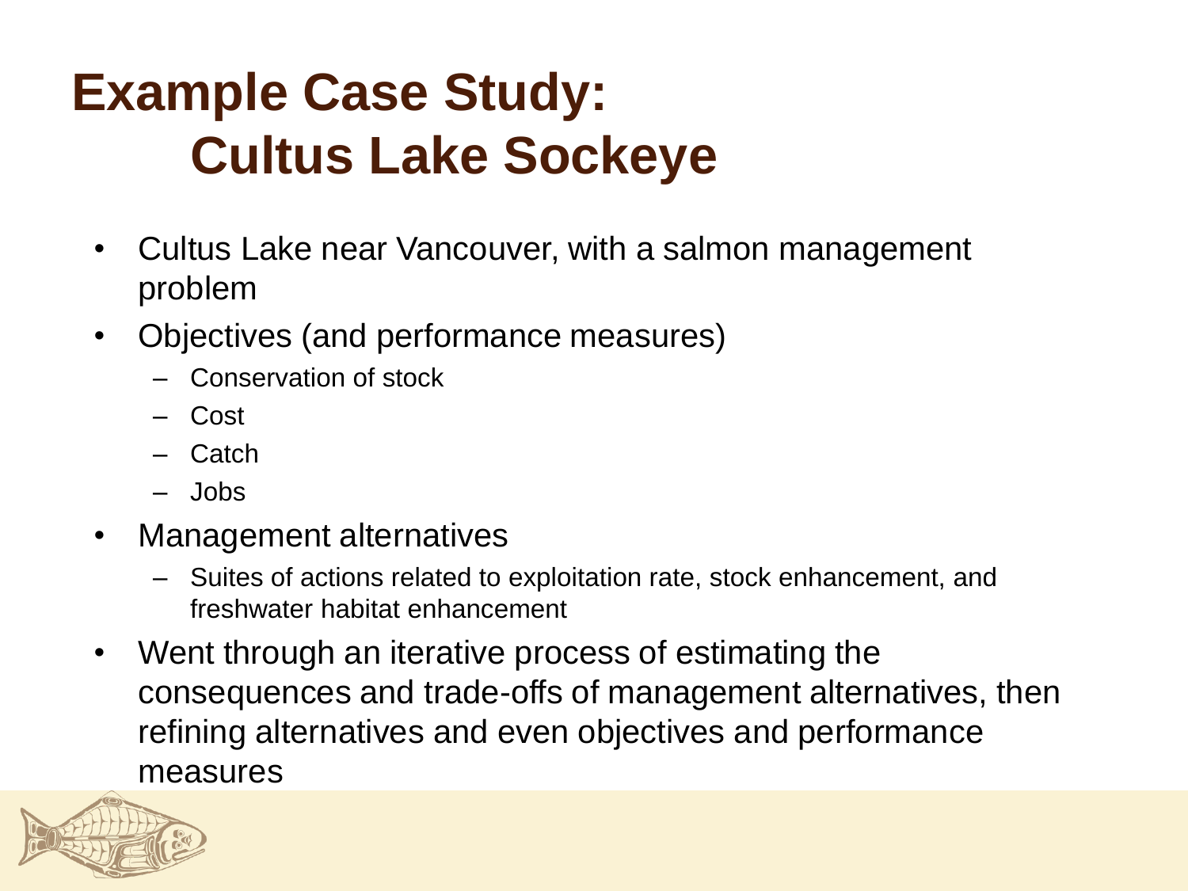# Example Case Study: Cultus Lake Sockeye

- Cultus Lake near Vancouver, with a salmon management problem
- Objectives (and performance measures)
  - Conservation of stock
  - Cost
  - Catch
  - Jobs
- Management alternatives
  - Suites of actions related to exploitation rate, stock enhancement, and freshwater habitat enhancement
- Went through an iterative process of estimating the consequences and trade-offs of management alternatives, then refining alternatives and even objectives and performance measures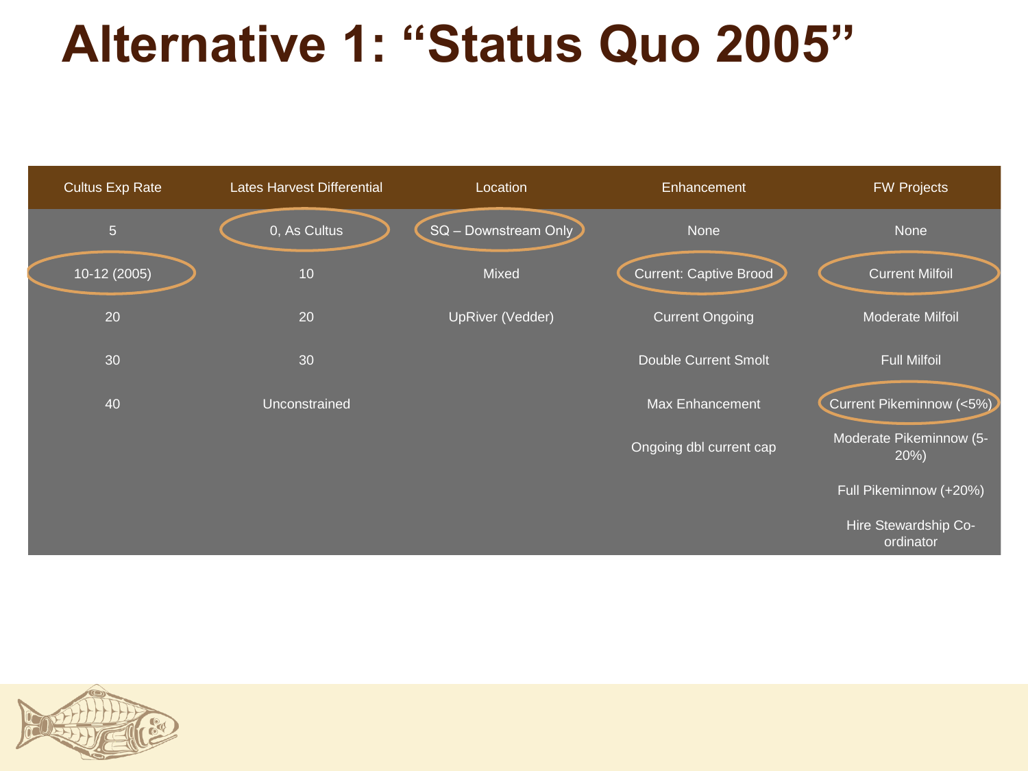# Alternative 1: "Status Quo 2005"

| Cultus Exp Rate | Lates Harvest Differential | Location | Enhancement | FW Projects |
|---|---|---|---|---|
| 5 | **0, As Cultus** | **SQ – Downstream Only** | None | None |
| **10-12 (2005)** | 10 | Mixed | **Current: Captive Brood** | **Current Milfoil** |
| 20 | 20 | UpRiver (Vedder) | Current Ongoing | Moderate Milfoil |
| 30 | 30 | | Double Current Smolt | Full Milfoil |
| 40 | Unconstrained | | Max Enhancement | **Current Pikeminnow (<5%)** |
| | | | Ongoing dbl current cap | Moderate Pikeminnow (5-20%) |
| | | | | Full Pikeminnow (+20%) |
| | | | | Hire Stewardship Co-ordinator |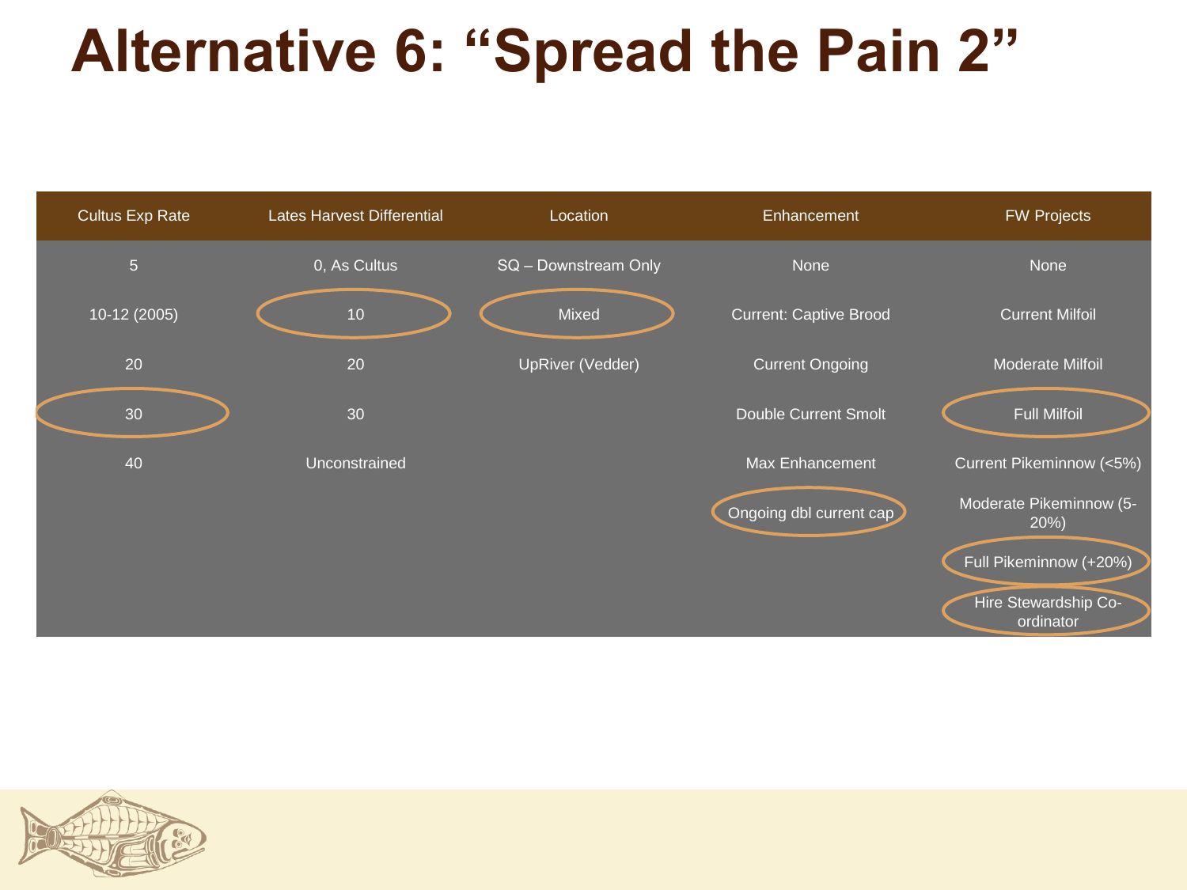# Alternative 6: "Spread the Pain 2"

| Cultus Exp Rate | Lates Harvest Differential | Location | Enhancement | FW Projects |
|---|---|---|---|---|
| 5 | 0, As Cultus | SQ – Downstream Only | None | None |
| 10-12 (2005) | **10** | **Mixed** | Current: Captive Brood | Current Milfoil |
| 20 | 20 | UpRiver (Vedder) | Current Ongoing | Moderate Milfoil |
| **30** | 30 | | Double Current Smolt | **Full Milfoil** |
| 40 | Unconstrained | | Max Enhancement | Current Pikeminnow (<5%) |
| | | | **Ongoing dbl current cap** | Moderate Pikeminnow (5-20%) |
| | | | | **Full Pikeminnow (+20%)** |
| | | | | **Hire Stewardship Co-ordinator** |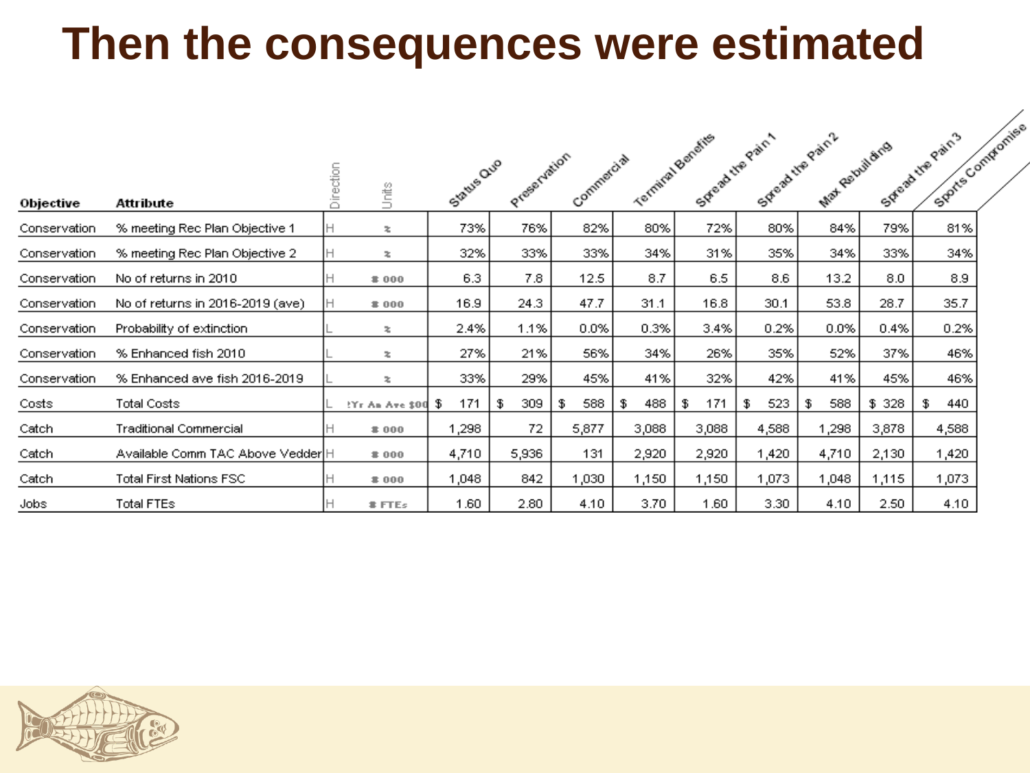# Then the consequences were estimated

| Objective | Attribute | Direction | Units | Status Quo | Preservation | Commercial | Terminal Benefits | Spread the Pain 1 | Spread the Pain 2 | Max Rebuilding | Spread the Pain 3 | Sports Compromise |
|---|---|---|---|---|---|---|---|---|---|---|---|---|
| Conservation | % meeting Rec Plan Objective 1 | H | % | 73% | 76% | 82% | 80% | 72% | 80% | 84% | 79% | 81% |
| Conservation | % meeting Rec Plan Objective 2 | H | % | 32% | 33% | 33% | 34% | 31% | 35% | 34% | 33% | 34% |
| Conservation | No of returns in 2010 | H | # 000 | 6.3 | 7.8 | 12.5 | 8.7 | 6.5 | 8.6 | 13.2 | 8.0 | 8.9 |
| Conservation | No of returns in 2016-2019 (ave) | H | # 000 | 16.9 | 24.3 | 47.7 | 31.1 | 16.8 | 30.1 | 53.8 | 28.7 | 35.7 |
| Conservation | Probability of extinction | L | % | 2.4% | 1.1% | 0.0% | 0.3% | 3.4% | 0.2% | 0.0% | 0.4% | 0.2% |
| Conservation | % Enhanced fish 2010 | L | % | 27% | 21% | 56% | 34% | 26% | 35% | 52% | 37% | 46% |
| Conservation | % Enhanced ave fish 2016-2019 | L | % | 33% | 29% | 45% | 41% | 32% | 42% | 41% | 45% | 46% |
| Costs | Total Costs | L | ?Yr An Ave $00 | $ 171 | $ 309 | $ 588 | $ 488 | $ 171 | $ 523 | $ 588 | $ 328 | $ 440 |
| Catch | Traditional Commercial | H | # 000 | 1,298 | 72 | 5,877 | 3,088 | 3,088 | 4,588 | 1,298 | 3,878 | 4,588 |
| Catch | Available Comm TAC Above Vedder | H | # 000 | 4,710 | 5,936 | 131 | 2,920 | 2,920 | 1,420 | 4,710 | 2,130 | 1,420 |
| Catch | Total First Nations FSC | H | # 000 | 1,048 | 842 | 1,030 | 1,150 | 1,150 | 1,073 | 1,048 | 1,115 | 1,073 |
| Jobs | Total FTEs | H | # FTEs | 1.60 | 2.80 | 4.10 | 3.70 | 1.60 | 3.30 | 4.10 | 2.50 | 4.10 |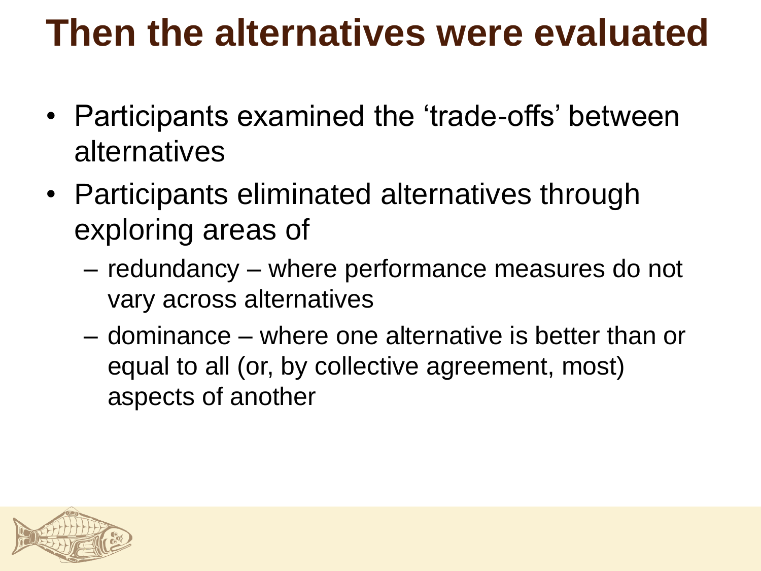# Then the alternatives were evaluated

- Participants examined the 'trade-offs' between alternatives
- Participants eliminated alternatives through exploring areas of
  - redundancy – where performance measures do not vary across alternatives
  - dominance – where one alternative is better than or equal to all (or, by collective agreement, most) aspects of another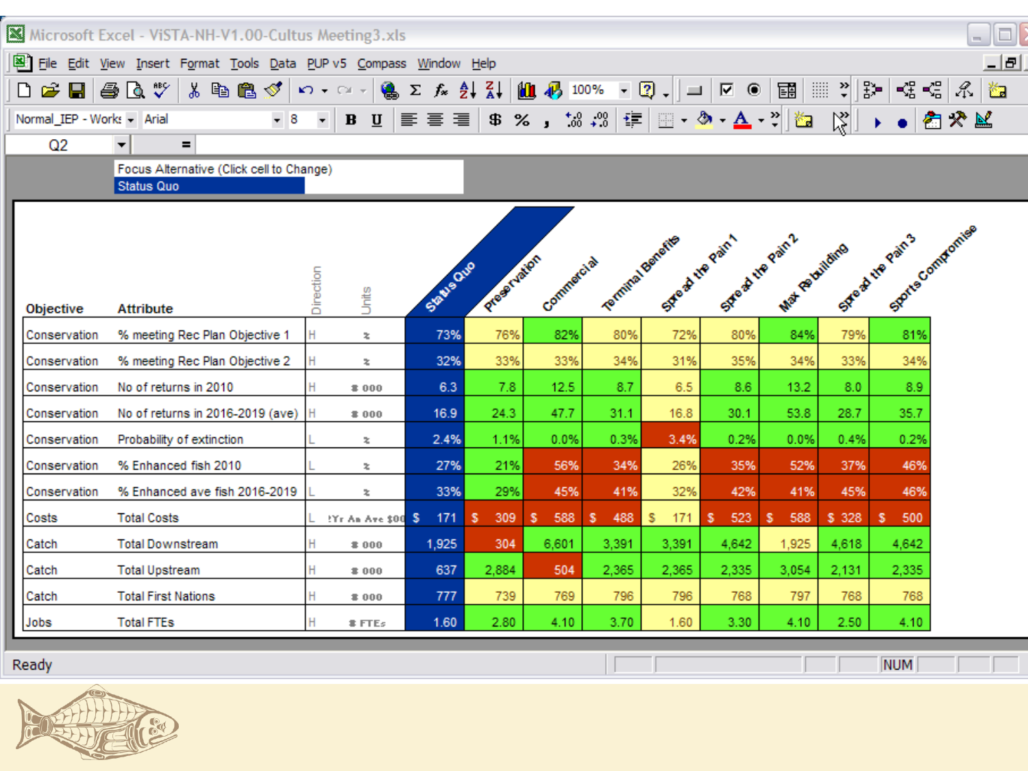Focus Alternative (Click cell to Change)

Status Quo

| Objective | Attribute | Direction | Units | Status Quo | Preservation | Commercial | Terminal Benefits | Spread the Pain 1 | Spread the Pain 2 | Max Rebuilding | Spread the Pain 3 | Sports Compromise |
|---|---|---|---|---|---|---|---|---|---|---|---|---|
| Conservation | % meeting Rec Plan Objective 1 | H | % | 73% | 76% | 82% | 80% | 72% | 80% | 84% | 79% | 81% |
| Conservation | % meeting Rec Plan Objective 2 | H | % | 32% | 33% | 33% | 34% | 31% | 35% | 34% | 33% | 34% |
| Conservation | No of returns in 2010 | H | # 000 | 6.3 | 7.8 | 12.5 | 8.7 | 6.5 | 8.6 | 13.2 | 8.0 | 8.9 |
| Conservation | No of returns in 2016-2019 (ave) | H | # 000 | 16.9 | 24.3 | 47.7 | 31.1 | 16.8 | 30.1 | 53.8 | 28.7 | 35.7 |
| Conservation | Probability of extinction | L | % | 2.4% | 1.1% | 0.0% | 0.3% | 3.4% | 0.2% | 0.0% | 0.4% | 0.2% |
| Conservation | % Enhanced fish 2010 | L | % | 27% | 21% | 56% | 34% | 26% | 35% | 52% | 37% | 46% |
| Conservation | % Enhanced ave fish 2016-2019 | L | % | 33% | 29% | 45% | 41% | 32% | 42% | 41% | 45% | 46% |
| Costs | Total Costs | L | Yr An Ave $00 | $ 171 | $ 309 | $ 588 | $ 488 | $ 171 | $ 523 | $ 588 | $ 328 | $ 500 |
| Catch | Total Downstream | H | # 000 | 1,925 | 304 | 6,601 | 3,391 | 3,391 | 4,642 | 1,925 | 4,618 | 4,642 |
| Catch | Total Upstream | H | # 000 | 637 | 2,884 | 504 | 2,365 | 2,365 | 2,335 | 3,054 | 2,131 | 2,335 |
| Catch | Total First Nations | H | # 000 | 777 | 739 | 769 | 796 | 796 | 768 | 797 | 768 | 768 |
| Jobs | Total FTEs | H | # FTEs | 1.60 | 2.80 | 4.10 | 3.70 | 1.60 | 3.30 | 4.10 | 2.50 | 4.10 |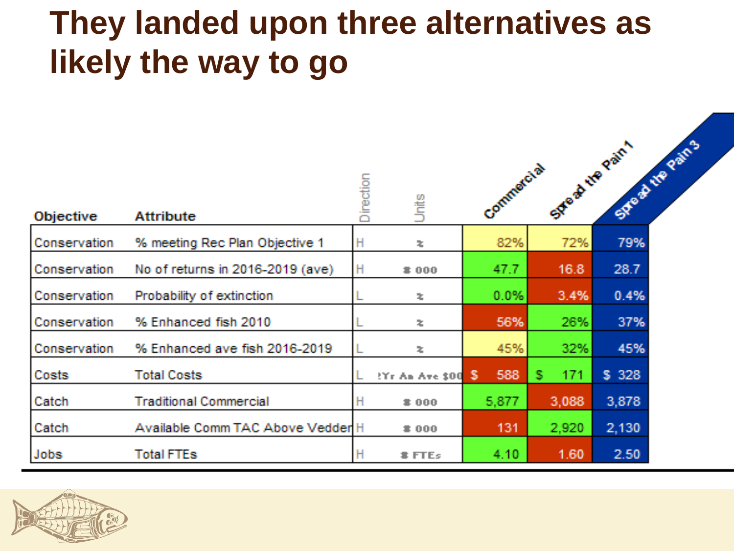# They landed upon three alternatives as likely the way to go

| Objective | Attribute | Direction | Units | Commercial | Spread the Pain 1 | Spread the Pain 3 |
|---|---|---|---|---|---|---|
| Conservation | % meeting Rec Plan Objective 1 | H | % | 82% | 72% | 79% |
| Conservation | No of returns in 2016-2019 (ave) | H | # 000 | 47.7 | 16.8 | 28.7 |
| Conservation | Probability of extinction | L | % | 0.0% | 3.4% | 0.4% |
| Conservation | % Enhanced fish 2010 | L | % | 56% | 26% | 37% |
| Conservation | % Enhanced ave fish 2016-2019 | L | % | 45% | 32% | 45% |
| Costs | Total Costs | L | !Yr An Ave $00 | $ 588 | $ 171 | $ 328 |
| Catch | Traditional Commercial | H | # 000 | 5,877 | 3,088 | 3,878 |
| Catch | Available Comm TAC Above Vedder | H | # 000 | 131 | 2,920 | 2,130 |
| Jobs | Total FTEs | H | # FTEs | 4.10 | 1.60 | 2.50 |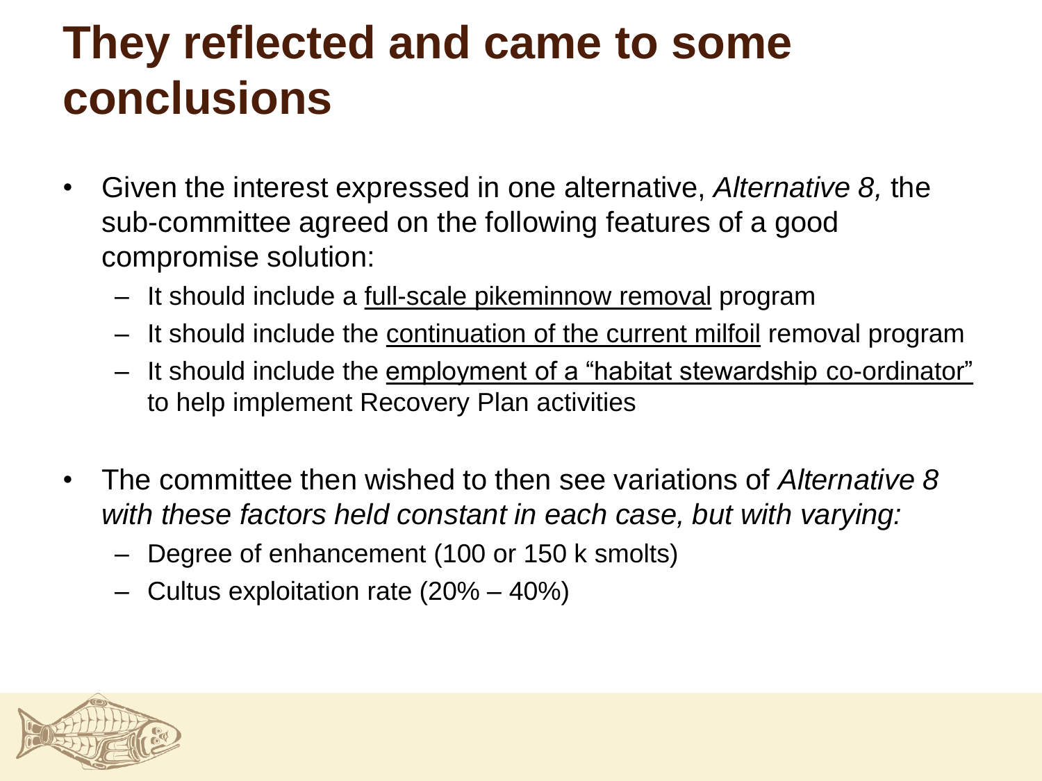# They reflected and came to some conclusions

- Given the interest expressed in one alternative, *Alternative 8,* the sub-committee agreed on the following features of a good compromise solution:
  - It should include a full-scale pikeminnow removal program
  - It should include the continuation of the current milfoil removal program
  - It should include the employment of a "habitat stewardship co-ordinator" to help implement Recovery Plan activities
- The committee then wished to then see variations of *Alternative 8 with these factors held constant in each case, but with varying:*
  - Degree of enhancement (100 or 150 k smolts)
  - Cultus exploitation rate (20% – 40%)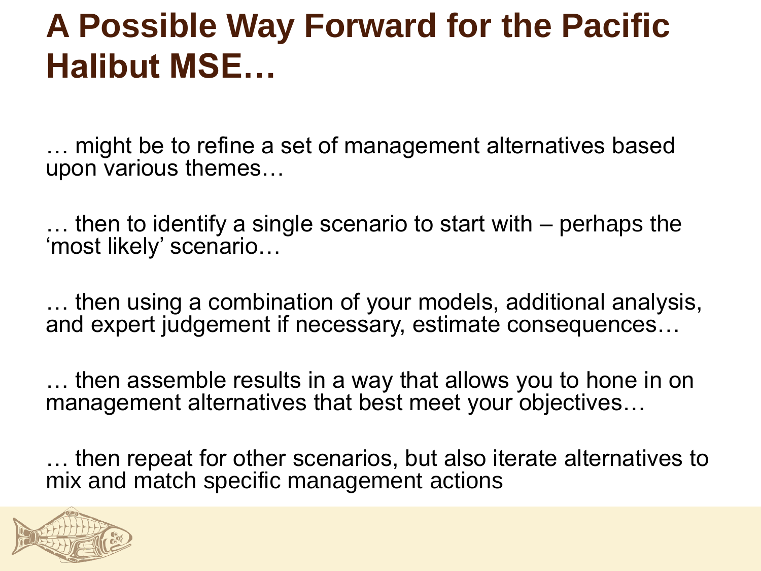# A Possible Way Forward for the Pacific Halibut MSE…

… might be to refine a set of management alternatives based upon various themes…

… then to identify a single scenario to start with – perhaps the 'most likely' scenario…

… then using a combination of your models, additional analysis, and expert judgement if necessary, estimate consequences…

… then assemble results in a way that allows you to hone in on management alternatives that best meet your objectives…

… then repeat for other scenarios, but also iterate alternatives to mix and match specific management actions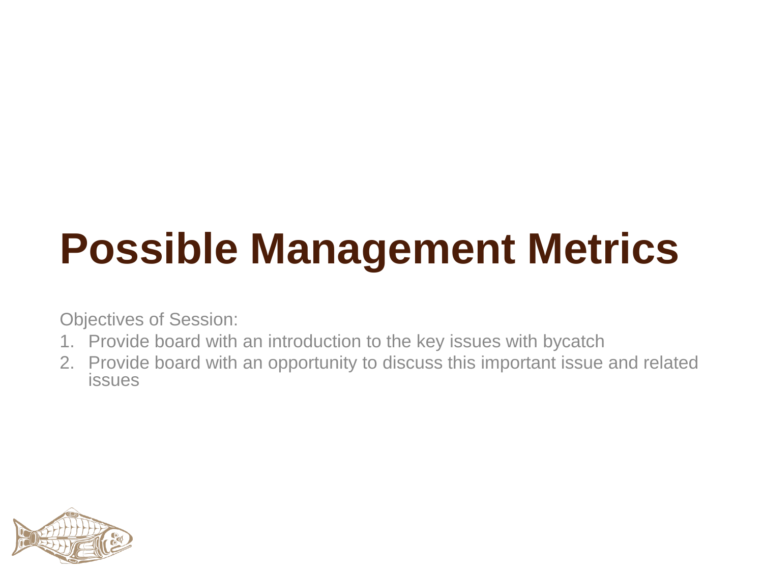# Possible Management Metrics

Objectives of Session:

1. Provide board with an introduction to the key issues with bycatch
2. Provide board with an opportunity to discuss this important issue and related issues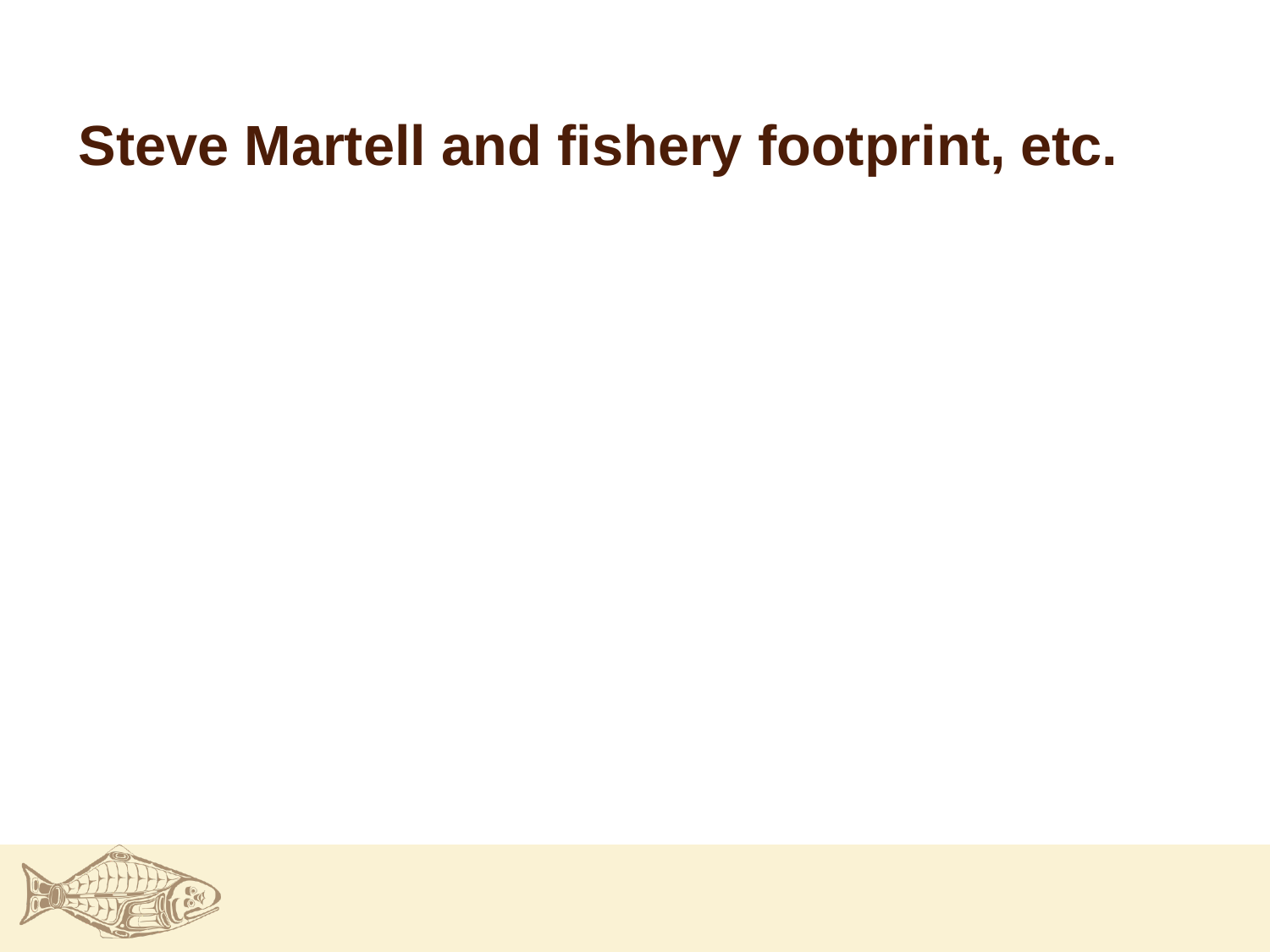# Steve Martell and fishery footprint, etc.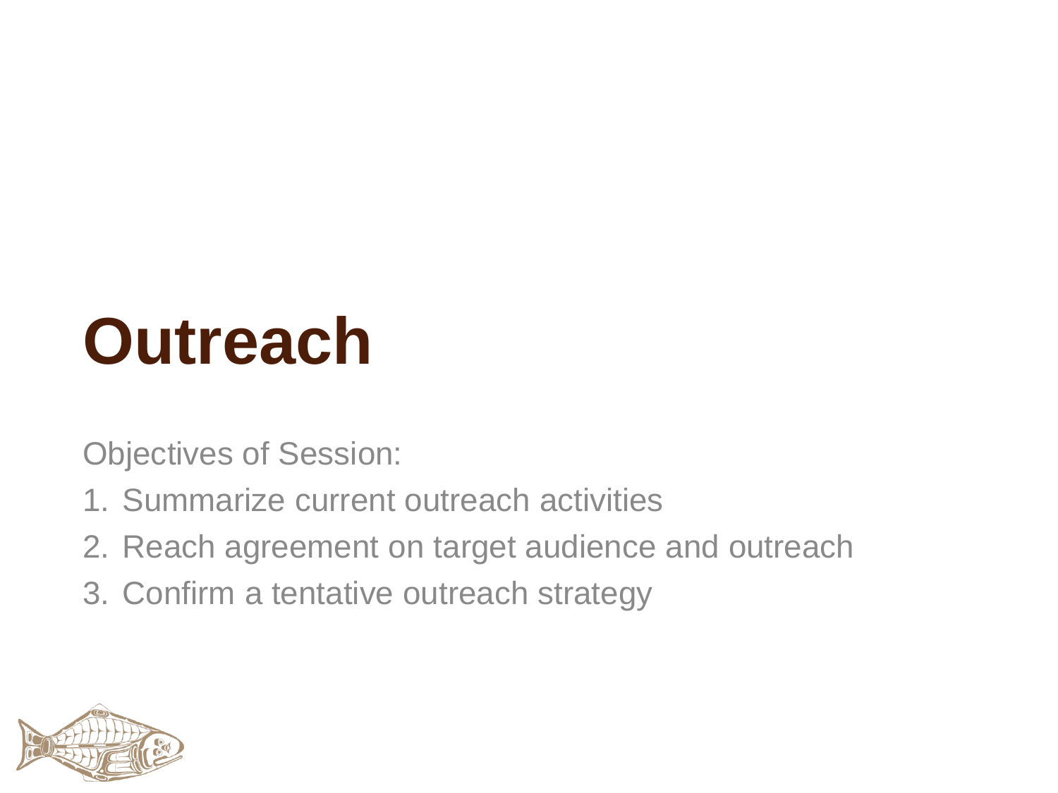# Outreach

Objectives of Session:

1. Summarize current outreach activities
2. Reach agreement on target audience and outreach
3. Confirm a tentative outreach strategy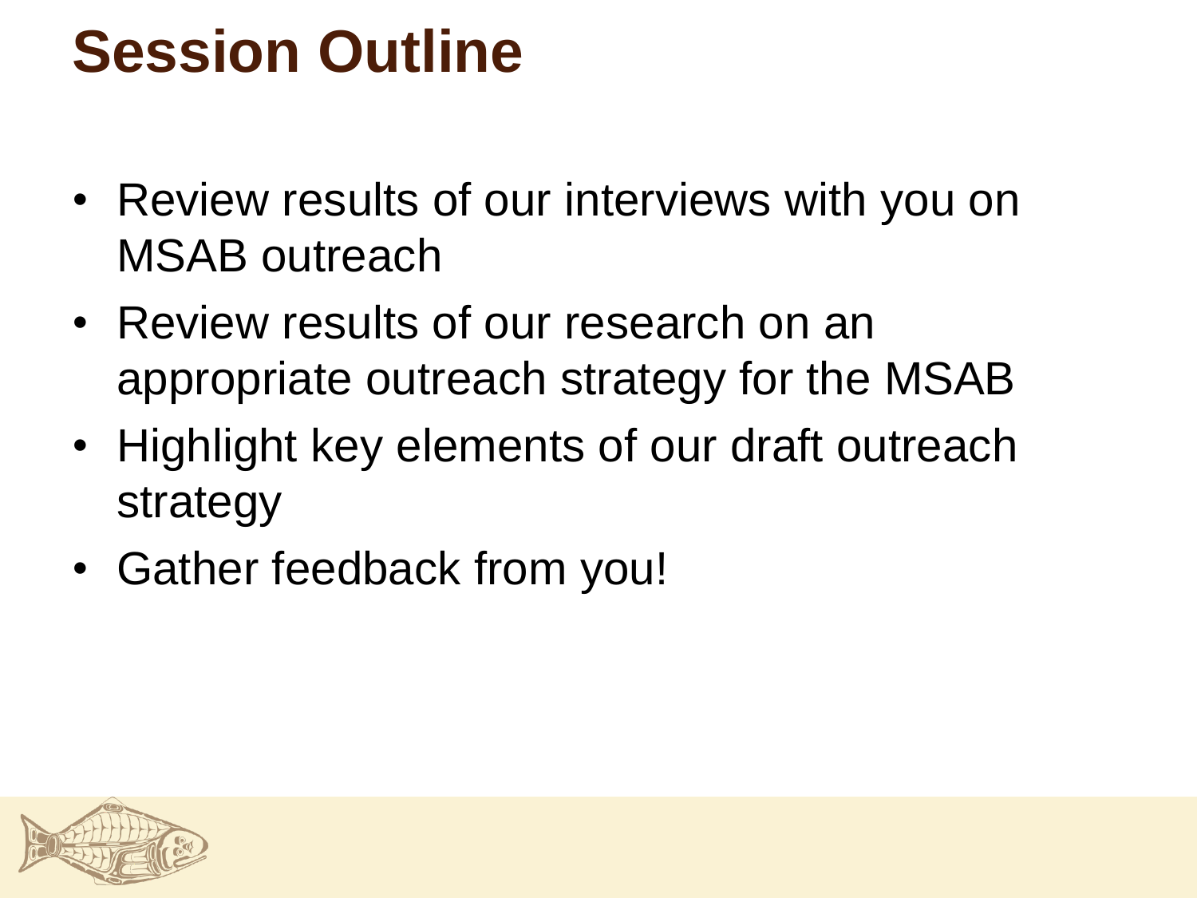# Session Outline

- Review results of our interviews with you on MSAB outreach
- Review results of our research on an appropriate outreach strategy for the MSAB
- Highlight key elements of our draft outreach strategy
- Gather feedback from you!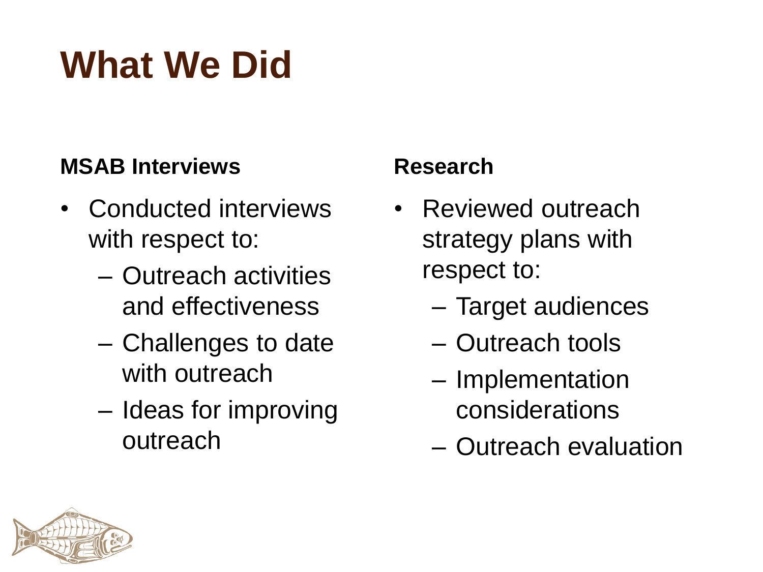# What We Did

**MSAB Interviews**

- Conducted interviews with respect to:
  - Outreach activities and effectiveness
  - Challenges to date with outreach
  - Ideas for improving outreach

**Research**

- Reviewed outreach strategy plans with respect to:
  - Target audiences
  - Outreach tools
  - Implementation considerations
  - Outreach evaluation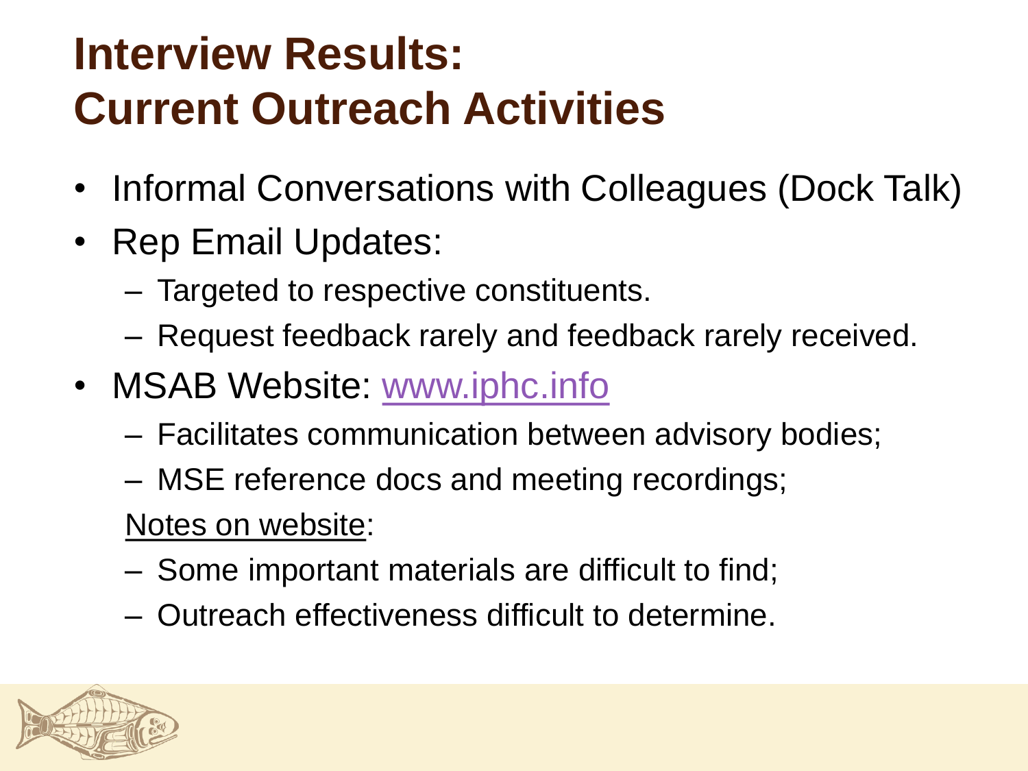# Interview Results: Current Outreach Activities

- Informal Conversations with Colleagues (Dock Talk)
- Rep Email Updates:
  - Targeted to respective constituents.
  - Request feedback rarely and feedback rarely received.
- MSAB Website: [www.iphc.info](http://www.iphc.info)
  - Facilitates communication between advisory bodies;
  - MSE reference docs and meeting recordings;

  Notes on website:

  - Some important materials are difficult to find;
  - Outreach effectiveness difficult to determine.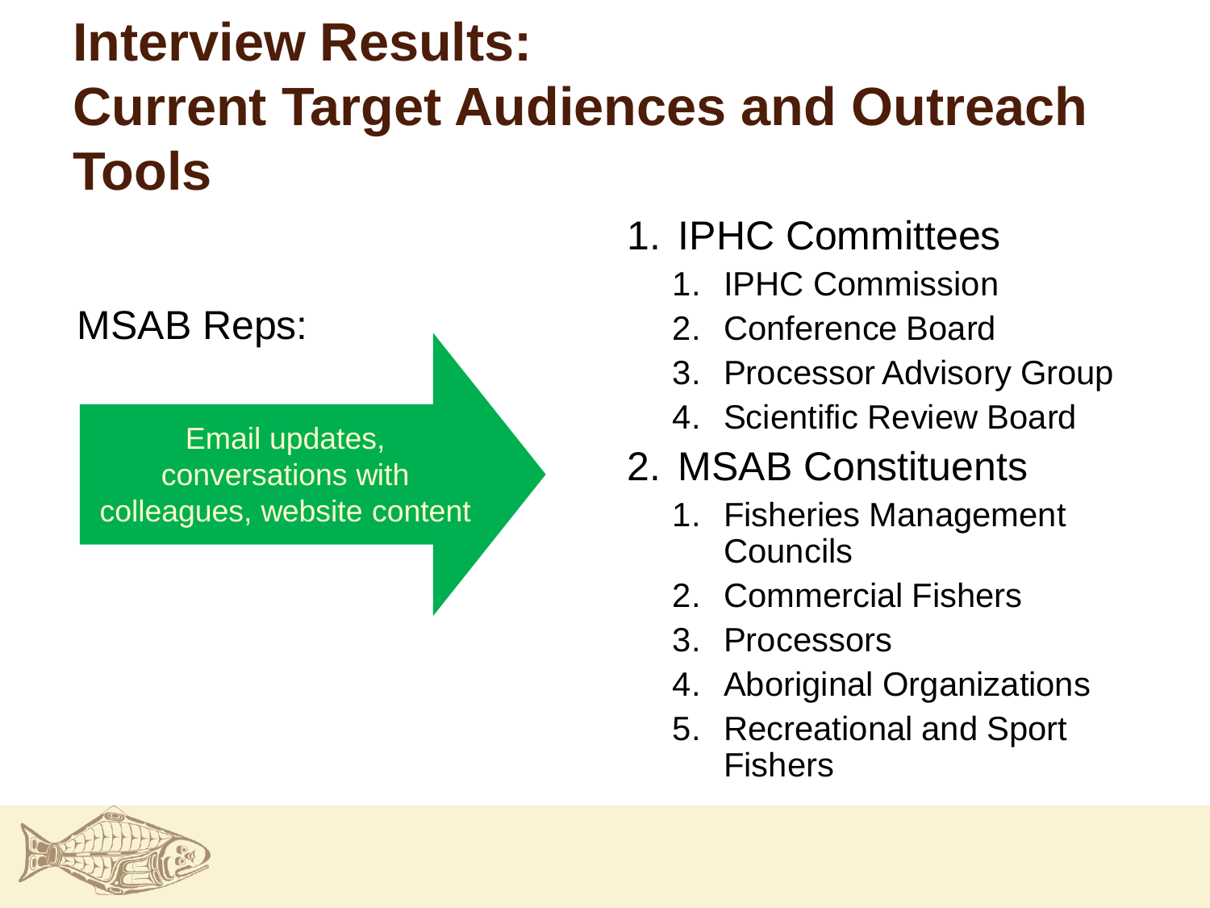# Interview Results: Current Target Audiences and Outreach Tools

MSAB Reps:

Email updates, conversations with colleagues, website content

1. IPHC Committees
   1. IPHC Commission
   2. Conference Board
   3. Processor Advisory Group
   4. Scientific Review Board
2. MSAB Constituents
   1. Fisheries Management Councils
   2. Commercial Fishers
   3. Processors
   4. Aboriginal Organizations
   5. Recreational and Sport Fishers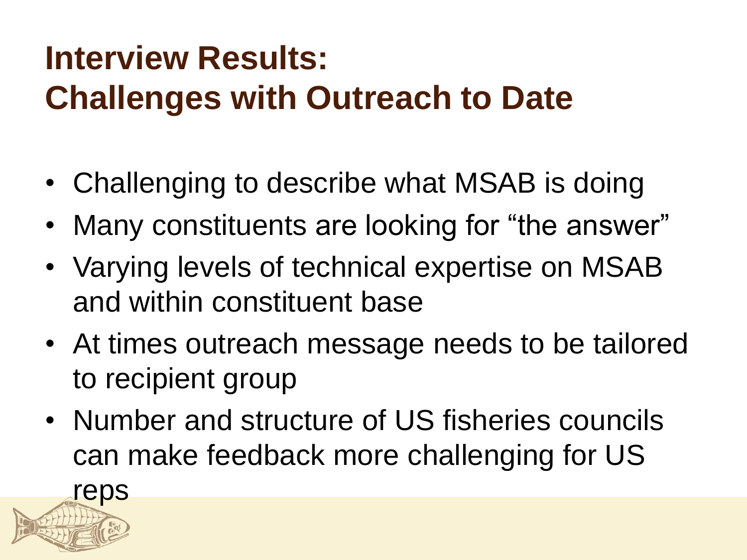# Interview Results: Challenges with Outreach to Date

- Challenging to describe what MSAB is doing
- Many constituents are looking for “the answer”
- Varying levels of technical expertise on MSAB and within constituent base
- At times outreach message needs to be tailored to recipient group
- Number and structure of US fisheries councils can make feedback more challenging for US reps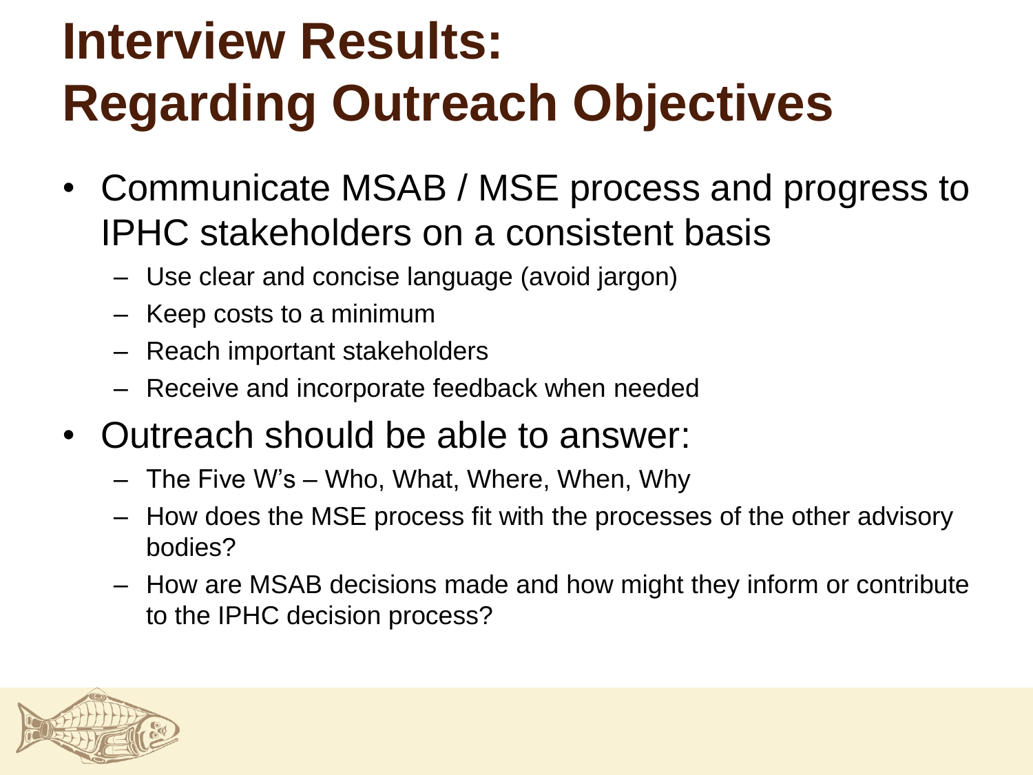# Interview Results: Regarding Outreach Objectives

- Communicate MSAB / MSE process and progress to IPHC stakeholders on a consistent basis
  - Use clear and concise language (avoid jargon)
  - Keep costs to a minimum
  - Reach important stakeholders
  - Receive and incorporate feedback when needed
- Outreach should be able to answer:
  - The Five W's – Who, What, Where, When, Why
  - How does the MSE process fit with the processes of the other advisory bodies?
  - How are MSAB decisions made and how might they inform or contribute to the IPHC decision process?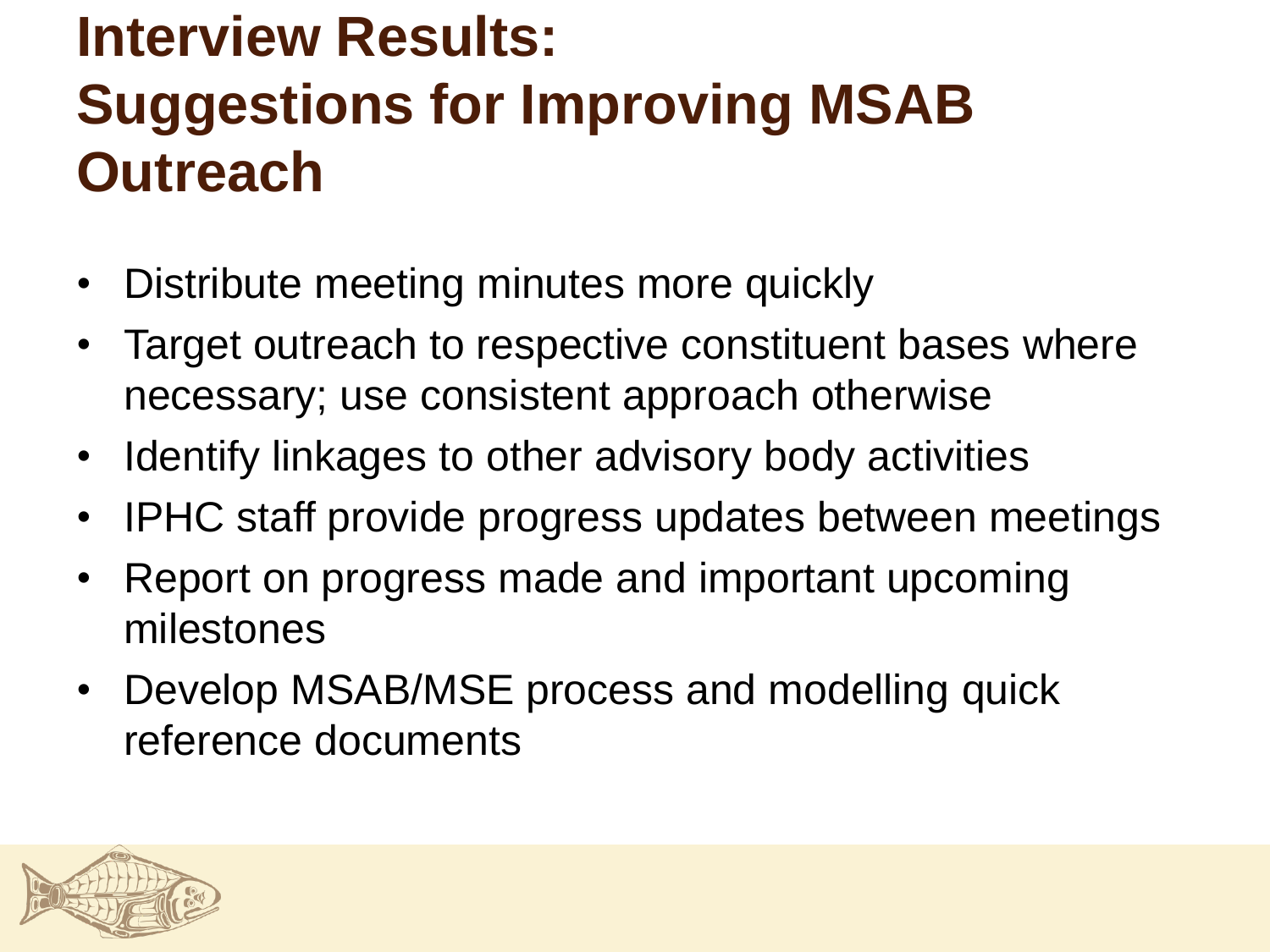# Interview Results: Suggestions for Improving MSAB Outreach

- Distribute meeting minutes more quickly
- Target outreach to respective constituent bases where necessary; use consistent approach otherwise
- Identify linkages to other advisory body activities
- IPHC staff provide progress updates between meetings
- Report on progress made and important upcoming milestones
- Develop MSAB/MSE process and modelling quick reference documents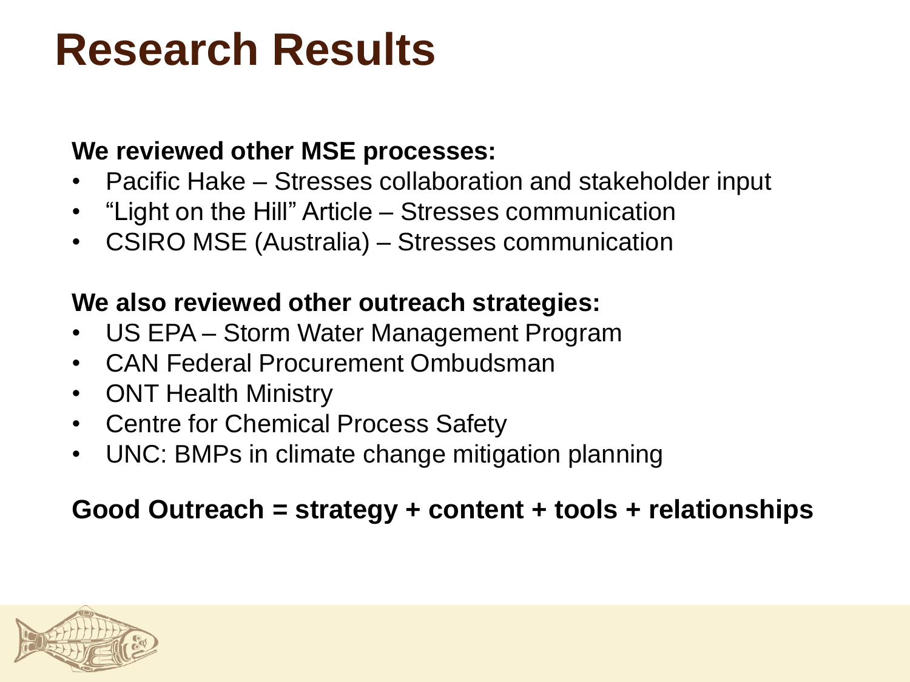# Research Results

**We reviewed other MSE processes:**

- Pacific Hake – Stresses collaboration and stakeholder input
- "Light on the Hill" Article – Stresses communication
- CSIRO MSE (Australia) – Stresses communication

**We also reviewed other outreach strategies:**

- US EPA – Storm Water Management Program
- CAN Federal Procurement Ombudsman
- ONT Health Ministry
- Centre for Chemical Process Safety
- UNC: BMPs in climate change mitigation planning

**Good Outreach = strategy + content + tools + relationships**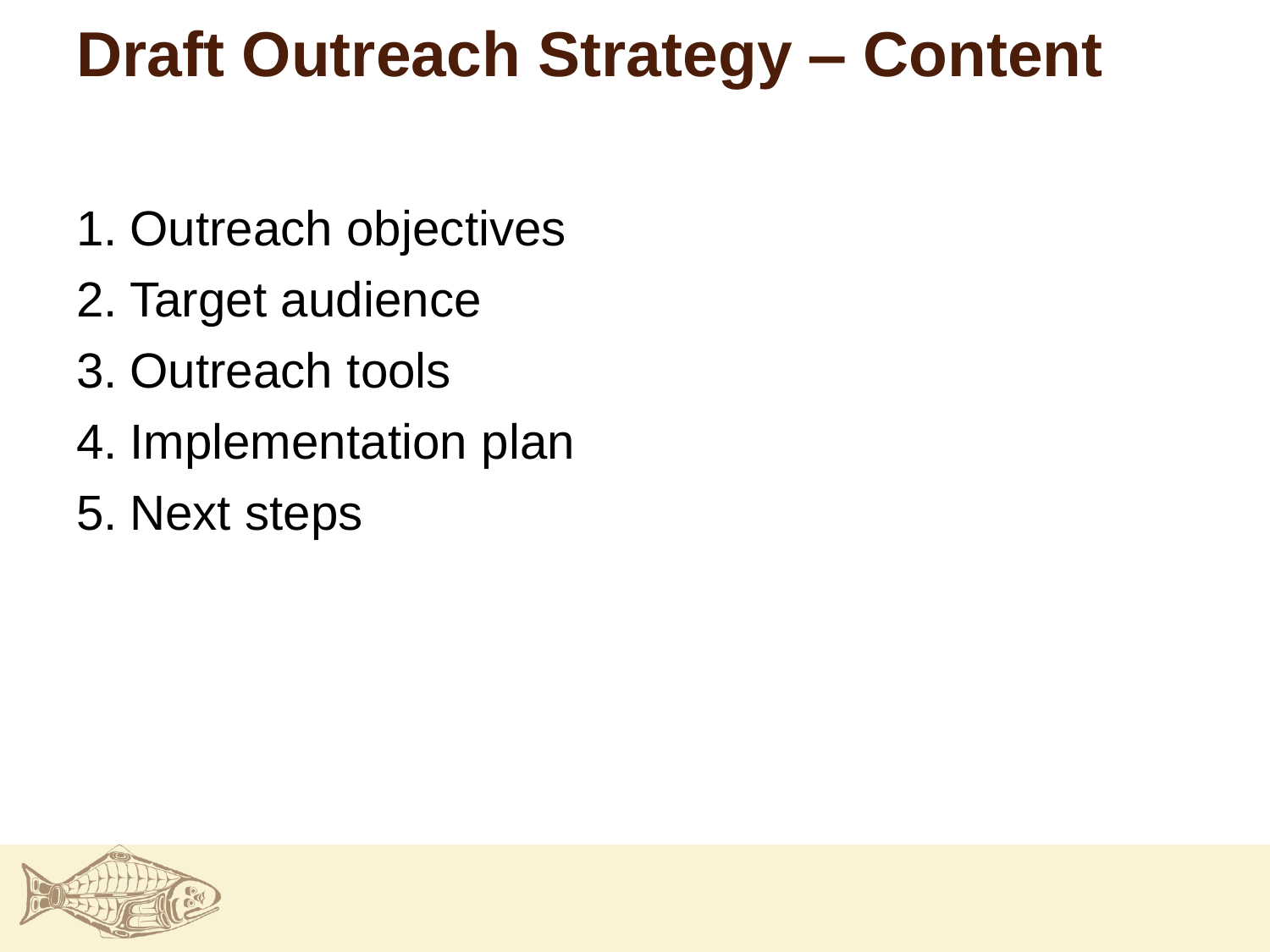# Draft Outreach Strategy – Content

1. Outreach objectives
2. Target audience
3. Outreach tools
4. Implementation plan
5. Next steps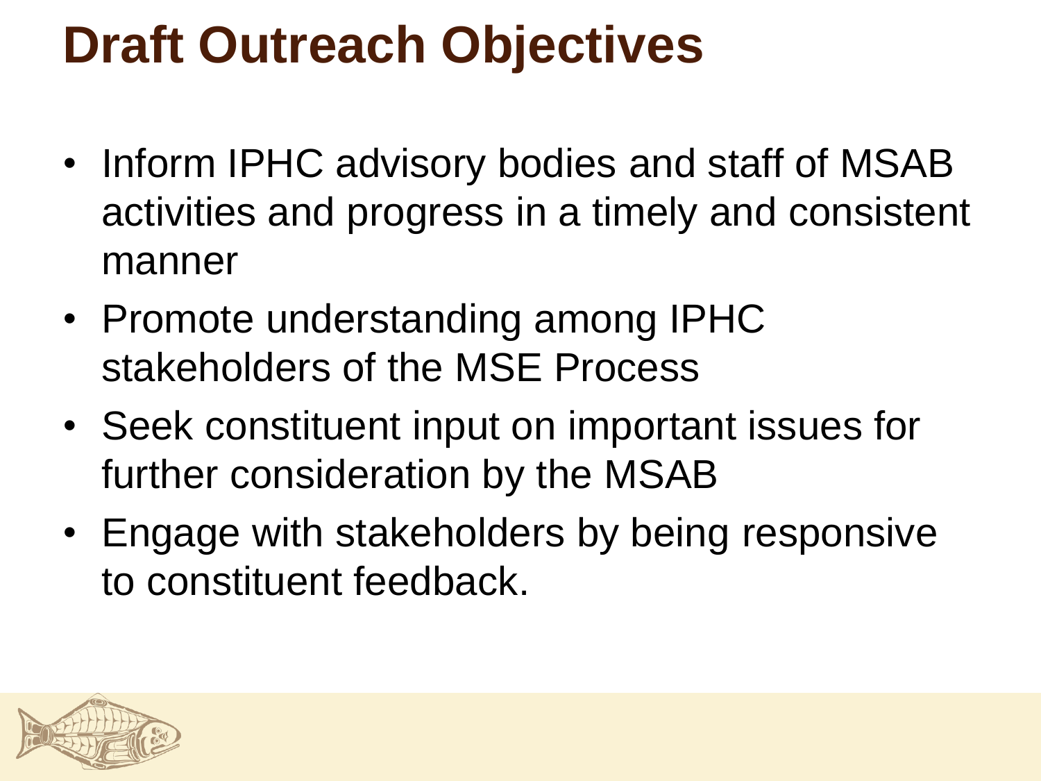# Draft Outreach Objectives

- Inform IPHC advisory bodies and staff of MSAB activities and progress in a timely and consistent manner
- Promote understanding among IPHC stakeholders of the MSE Process
- Seek constituent input on important issues for further consideration by the MSAB
- Engage with stakeholders by being responsive to constituent feedback.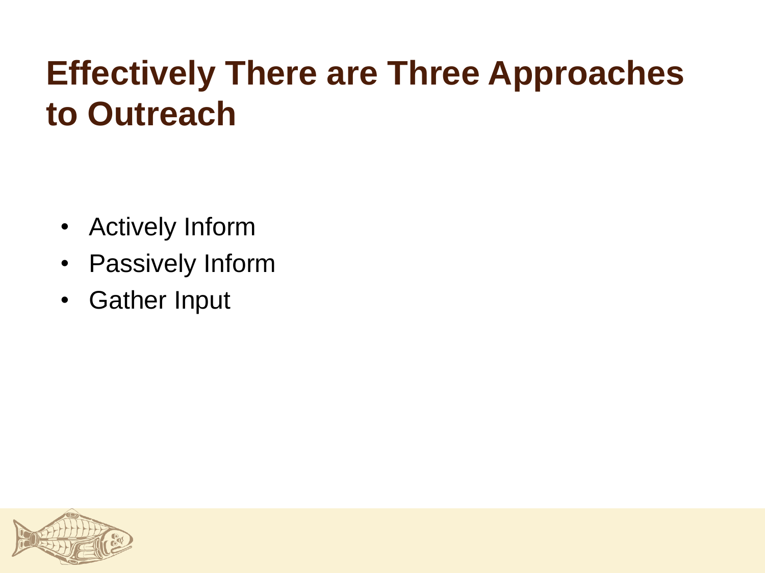# Effectively There are Three Approaches to Outreach

- Actively Inform
- Passively Inform
- Gather Input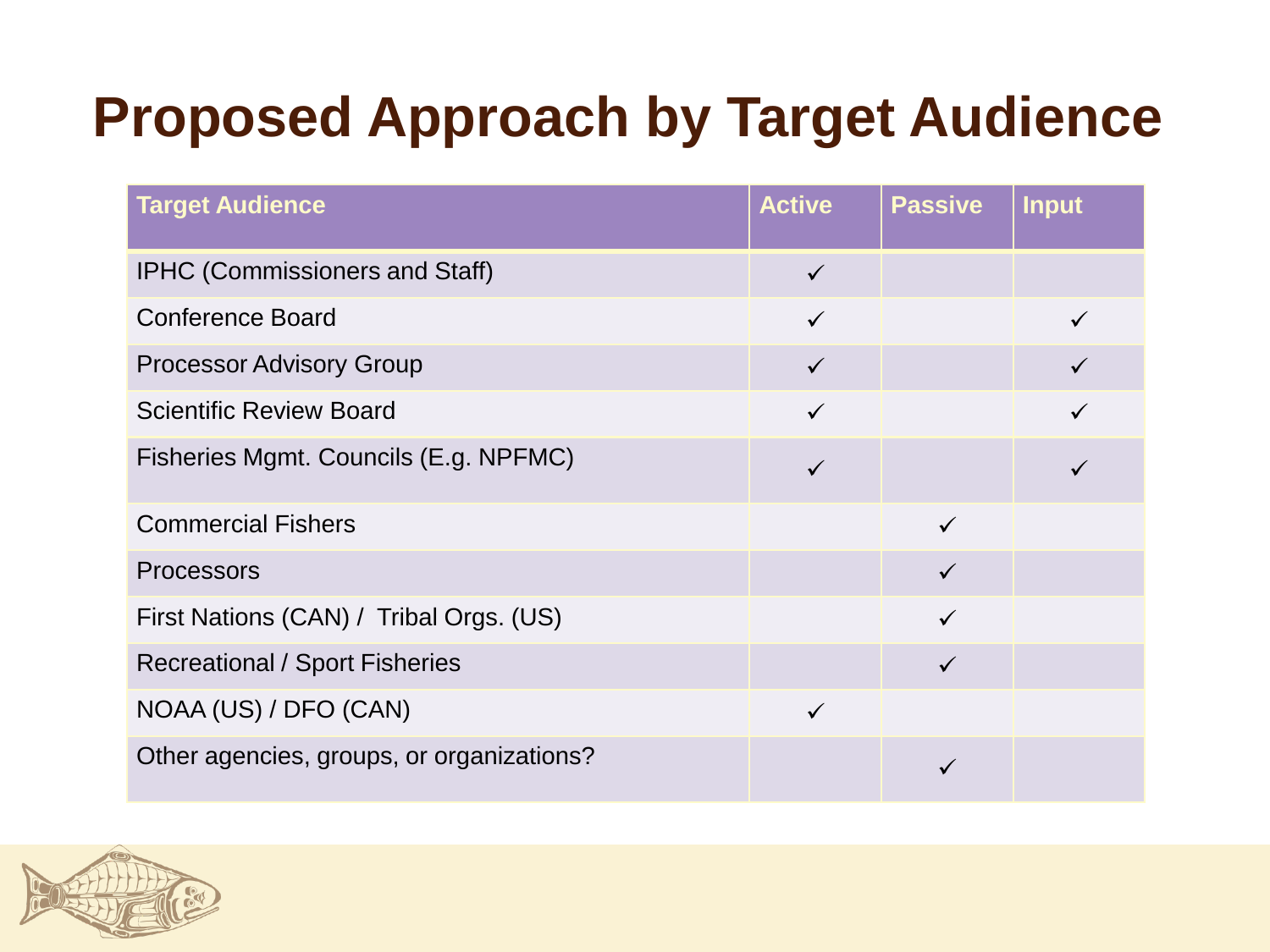# Proposed Approach by Target Audience

| Target Audience | Active | Passive | Input |
|---|---|---|---|
| IPHC (Commissioners and Staff) | ✓ | | |
| Conference Board | ✓ | | ✓ |
| Processor Advisory Group | ✓ | | ✓ |
| Scientific Review Board | ✓ | | ✓ |
| Fisheries Mgmt. Councils (E.g. NPFMC) | ✓ | | ✓ |
| Commercial Fishers | | ✓ | |
| Processors | | ✓ | |
| First Nations (CAN) / Tribal Orgs. (US) | | ✓ | |
| Recreational / Sport Fisheries | | ✓ | |
| NOAA (US) / DFO (CAN) | ✓ | | |
| Other agencies, groups, or organizations? | | ✓ | |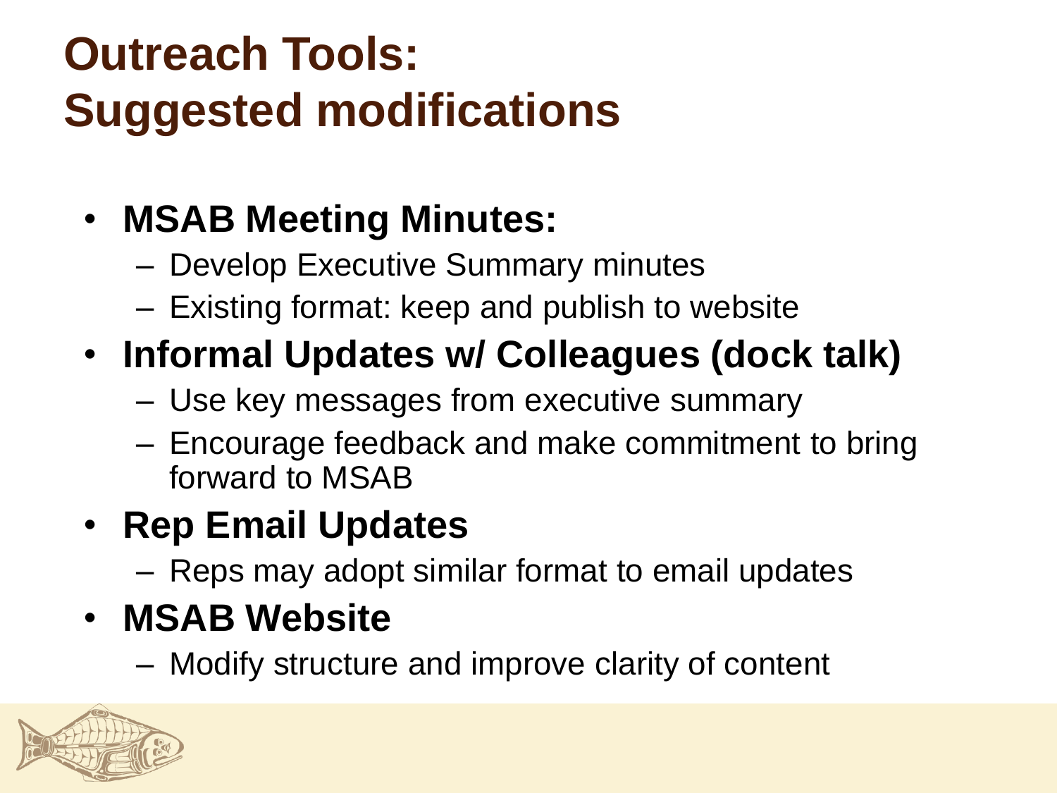# Outreach Tools: Suggested modifications

- **MSAB Meeting Minutes:**
  - Develop Executive Summary minutes
  - Existing format: keep and publish to website
- **Informal Updates w/ Colleagues (dock talk)**
  - Use key messages from executive summary
  - Encourage feedback and make commitment to bring forward to MSAB
- **Rep Email Updates**
  - Reps may adopt similar format to email updates
- **MSAB Website**
  - Modify structure and improve clarity of content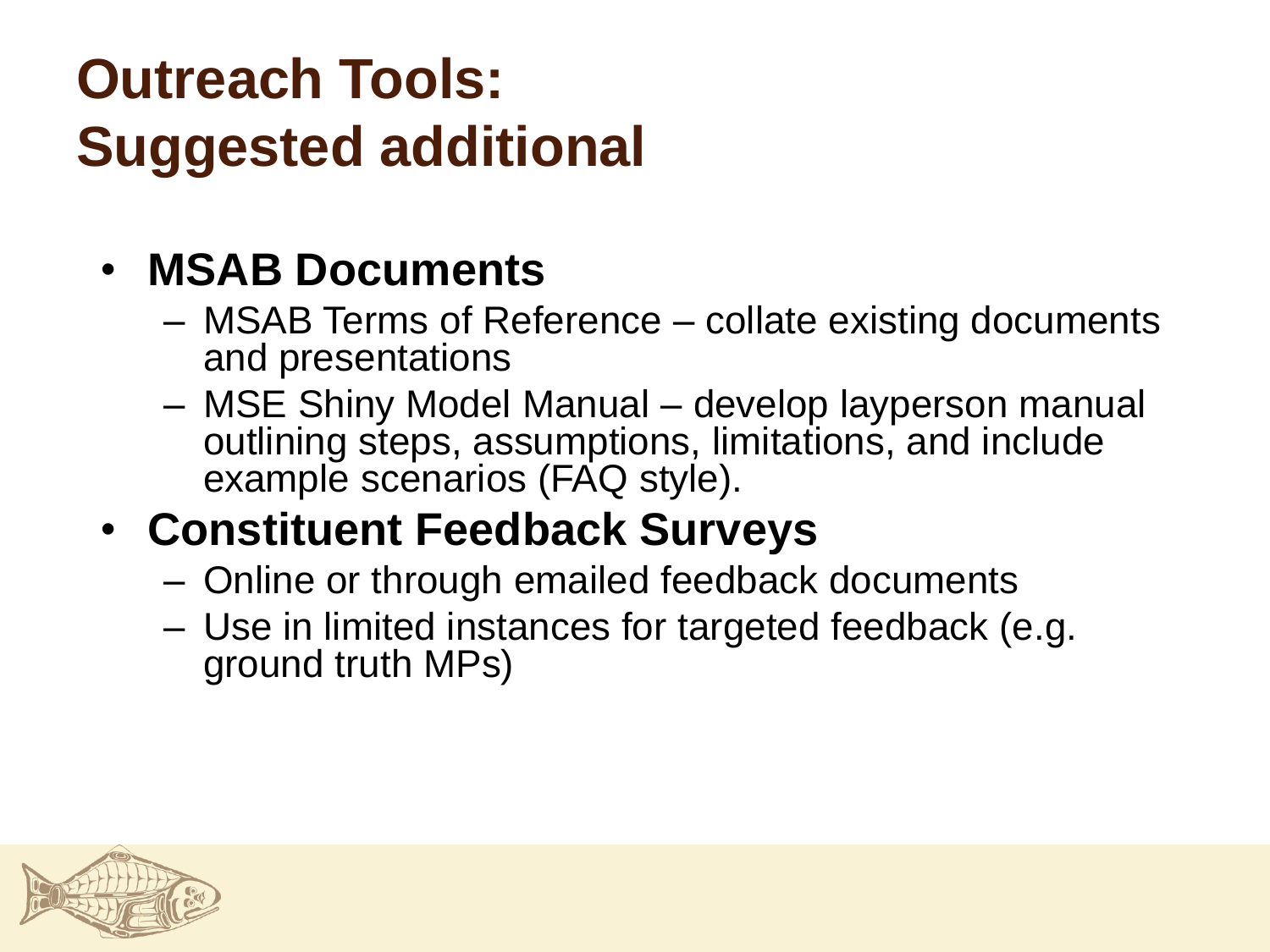# Outreach Tools: Suggested additional

- **MSAB Documents**
  - MSAB Terms of Reference – collate existing documents and presentations
  - MSE Shiny Model Manual – develop layperson manual outlining steps, assumptions, limitations, and include example scenarios (FAQ style).
- **Constituent Feedback Surveys**
  - Online or through emailed feedback documents
  - Use in limited instances for targeted feedback (e.g. ground truth MPs)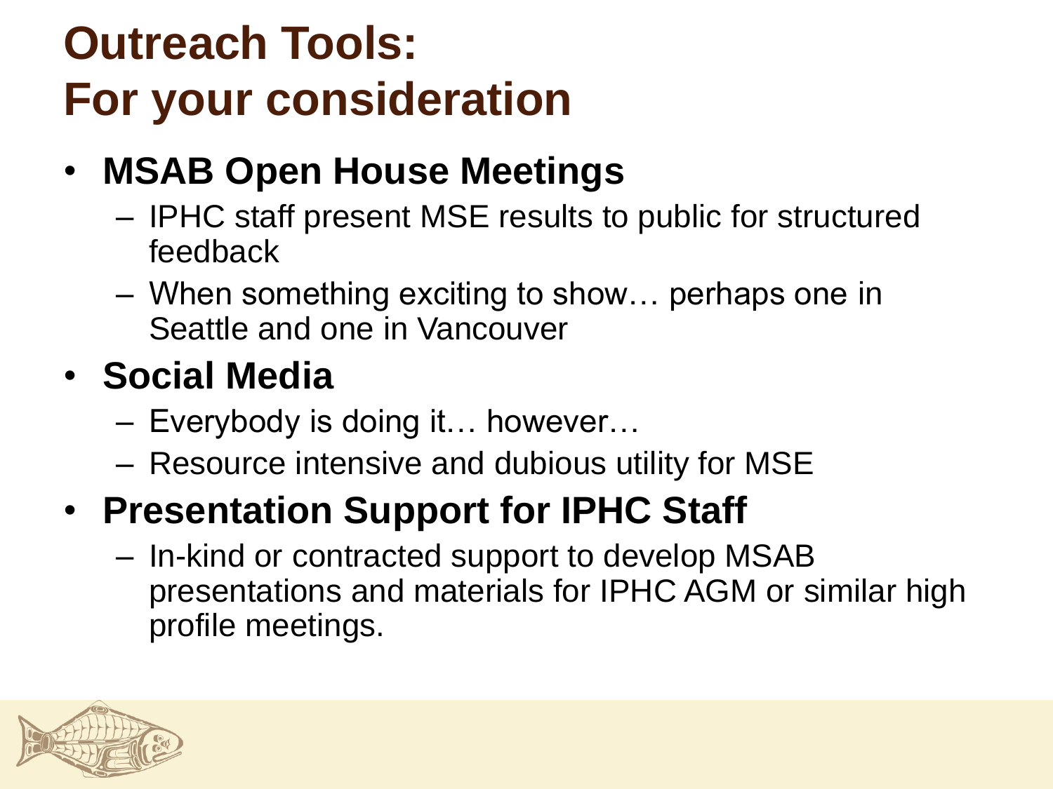# Outreach Tools: For your consideration

- **MSAB Open House Meetings**
  - IPHC staff present MSE results to public for structured feedback
  - When something exciting to show… perhaps one in Seattle and one in Vancouver
- **Social Media**
  - Everybody is doing it… however…
  - Resource intensive and dubious utility for MSE
- **Presentation Support for IPHC Staff**
  - In-kind or contracted support to develop MSAB presentations and materials for IPHC AGM or similar high profile meetings.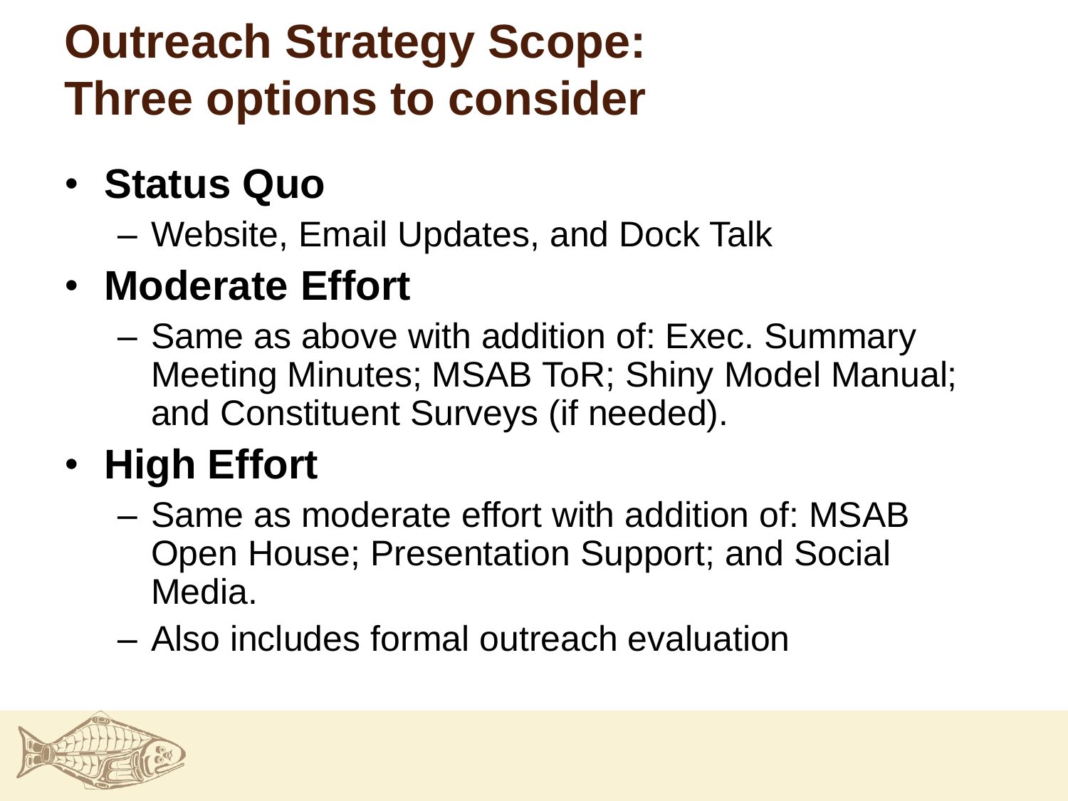# Outreach Strategy Scope: Three options to consider

- **Status Quo**
  - Website, Email Updates, and Dock Talk
- **Moderate Effort**
  - Same as above with addition of: Exec. Summary Meeting Minutes; MSAB ToR; Shiny Model Manual; and Constituent Surveys (if needed).
- **High Effort**
  - Same as moderate effort with addition of: MSAB Open House; Presentation Support; and Social Media.
  - Also includes formal outreach evaluation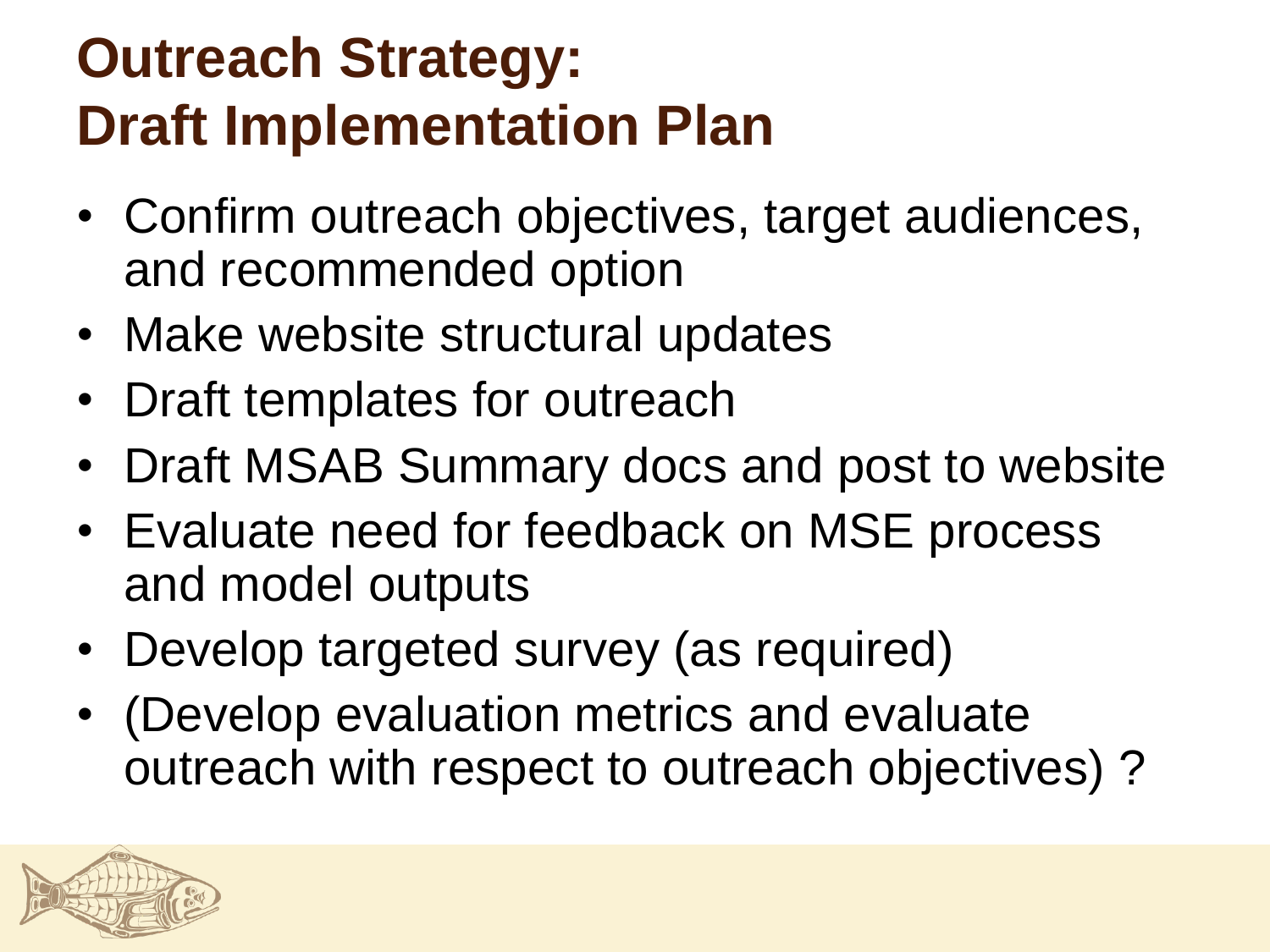# Outreach Strategy: Draft Implementation Plan

- Confirm outreach objectives, target audiences, and recommended option
- Make website structural updates
- Draft templates for outreach
- Draft MSAB Summary docs and post to website
- Evaluate need for feedback on MSE process and model outputs
- Develop targeted survey (as required)
- (Develop evaluation metrics and evaluate outreach with respect to outreach objectives) ?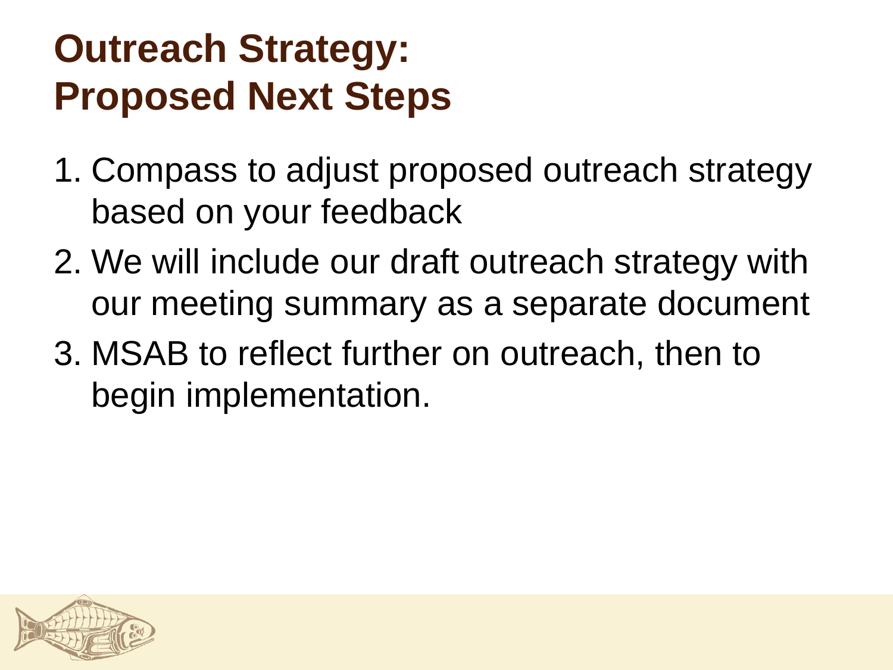# Outreach Strategy: Proposed Next Steps

1. Compass to adjust proposed outreach strategy based on your feedback
2. We will include our draft outreach strategy with our meeting summary as a separate document
3. MSAB to reflect further on outreach, then to begin implementation.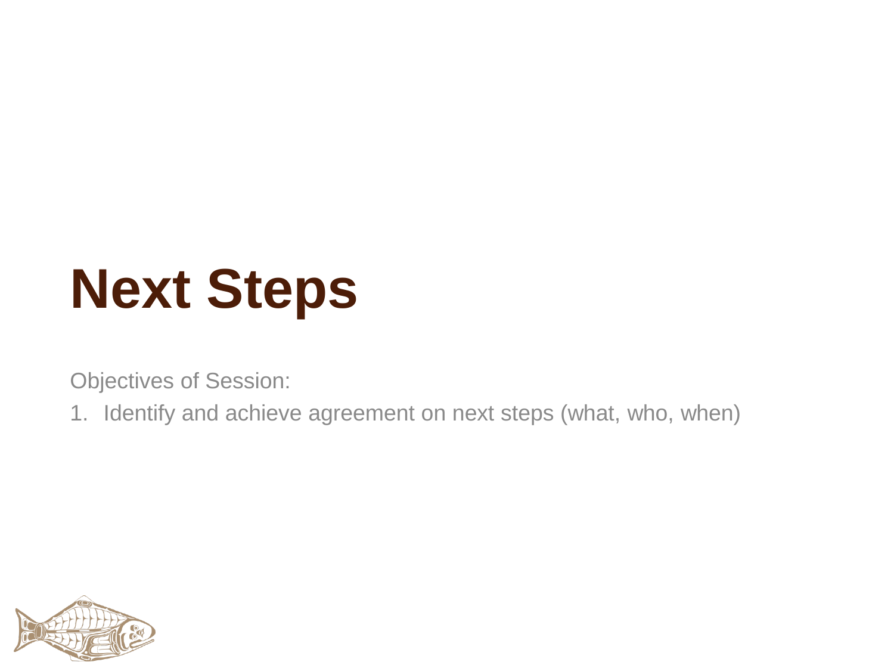# Next Steps

Objectives of Session:

1. Identify and achieve agreement on next steps (what, who, when)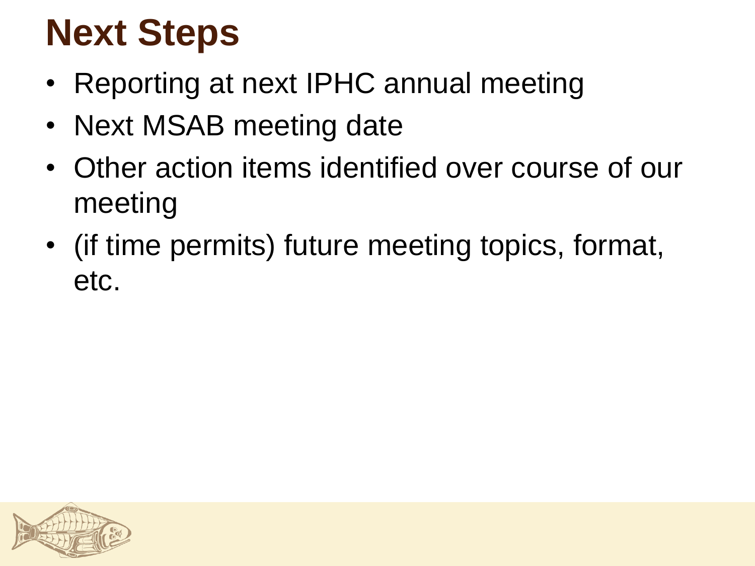# Next Steps

- Reporting at next IPHC annual meeting
- Next MSAB meeting date
- Other action items identified over course of our meeting
- (if time permits) future meeting topics, format, etc.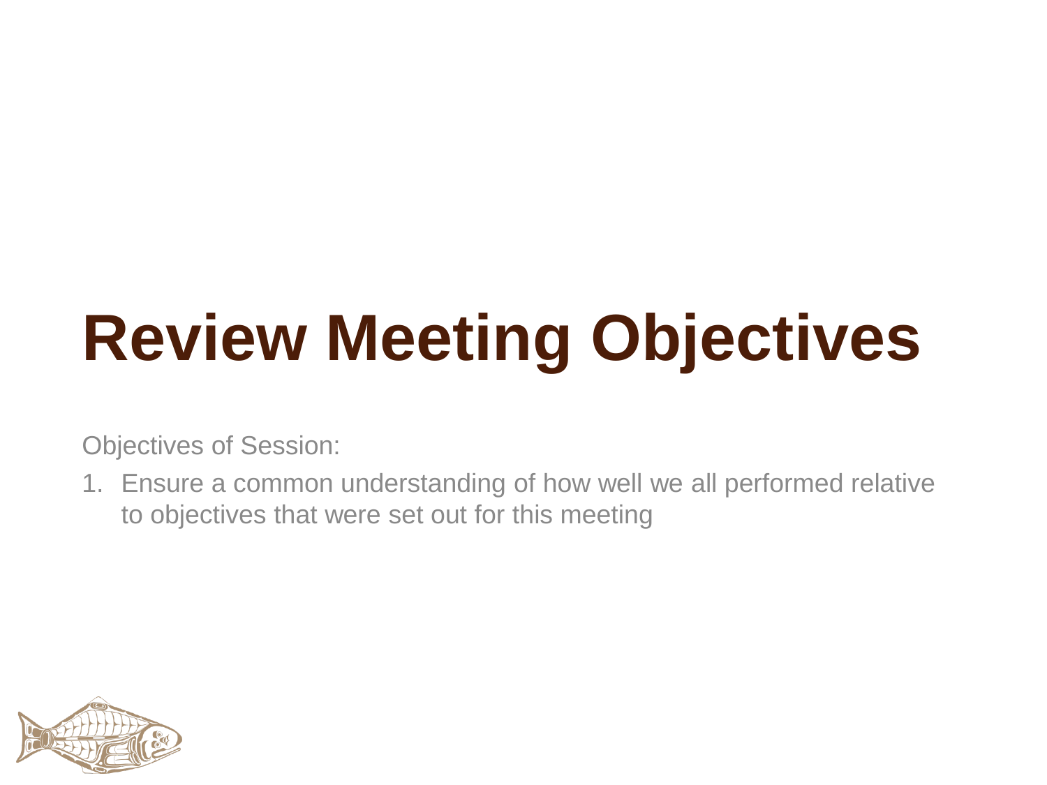# Review Meeting Objectives

Objectives of Session:

1. Ensure a common understanding of how well we all performed relative to objectives that were set out for this meeting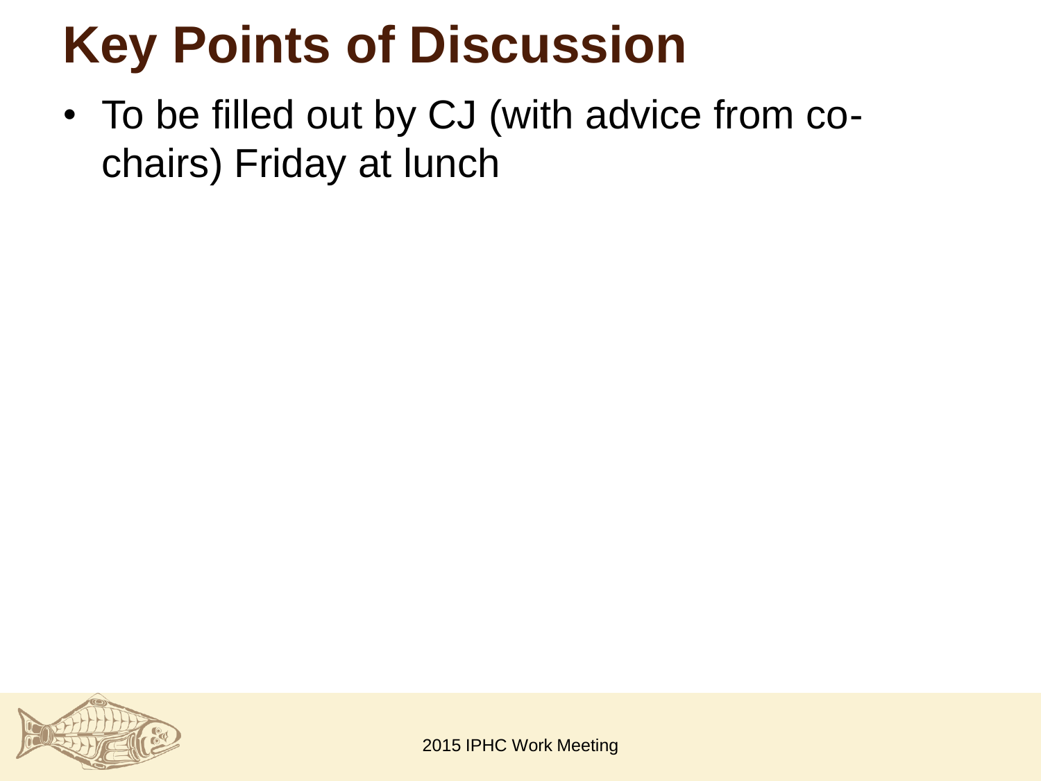# Key Points of Discussion

- To be filled out by CJ (with advice from co-chairs) Friday at lunch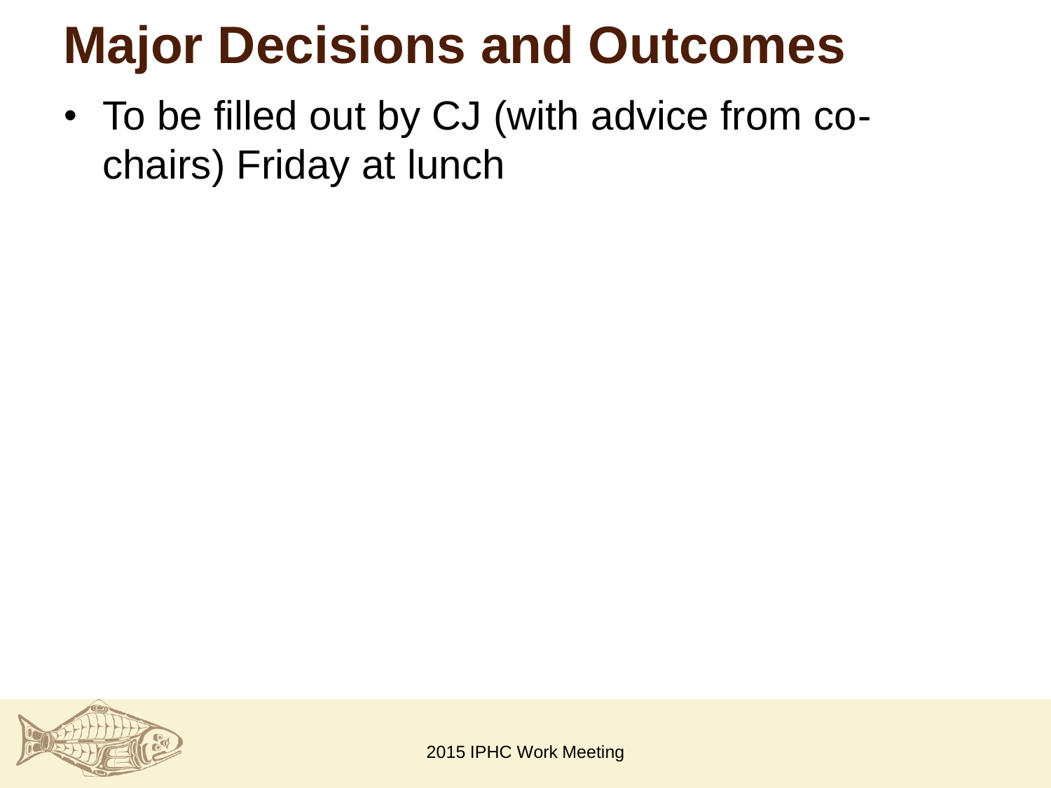# Major Decisions and Outcomes

- To be filled out by CJ (with advice from co-chairs) Friday at lunch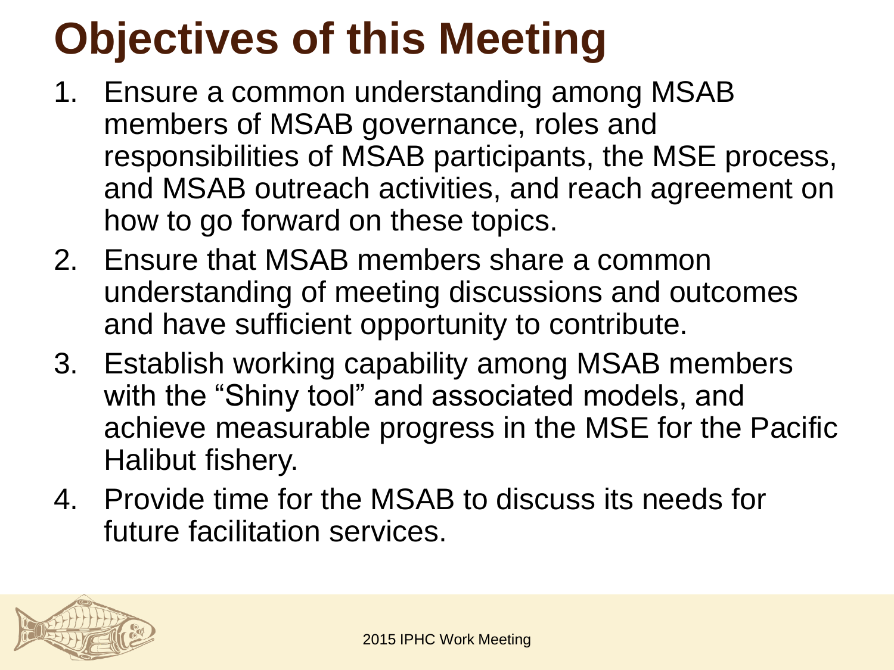# Objectives of this Meeting

1. Ensure a common understanding among MSAB members of MSAB governance, roles and responsibilities of MSAB participants, the MSE process, and MSAB outreach activities, and reach agreement on how to go forward on these topics.
2. Ensure that MSAB members share a common understanding of meeting discussions and outcomes and have sufficient opportunity to contribute.
3. Establish working capability among MSAB members with the "Shiny tool" and associated models, and achieve measurable progress in the MSE for the Pacific Halibut fishery.
4. Provide time for the MSAB to discuss its needs for future facilitation services.